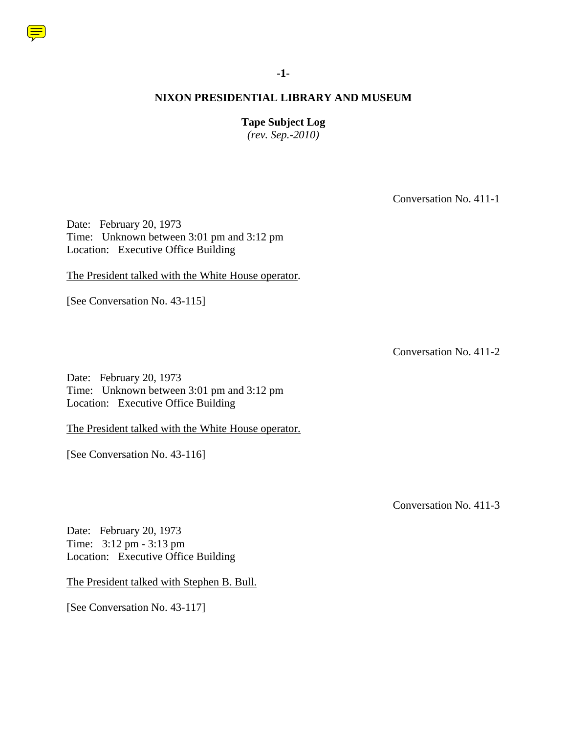# NIXON PRESIDENTIAL LIBRARY AND MUSEUM

**Tape Subject Log**
*(rev. Sep.-2010)*

Conversation No. 411-1

Date: February 20, 1973
Time: Unknown between 3:01 pm and 3:12 pm
Location: Executive Office Building

The President talked with the White House operator.

[See Conversation No. 43-115]

Conversation No. 411-2

Date: February 20, 1973
Time: Unknown between 3:01 pm and 3:12 pm
Location: Executive Office Building

The President talked with the White House operator.

[See Conversation No. 43-116]

Conversation No. 411-3

Date: February 20, 1973
Time: 3:12 pm - 3:13 pm
Location: Executive Office Building

The President talked with Stephen B. Bull.

[See Conversation No. 43-117]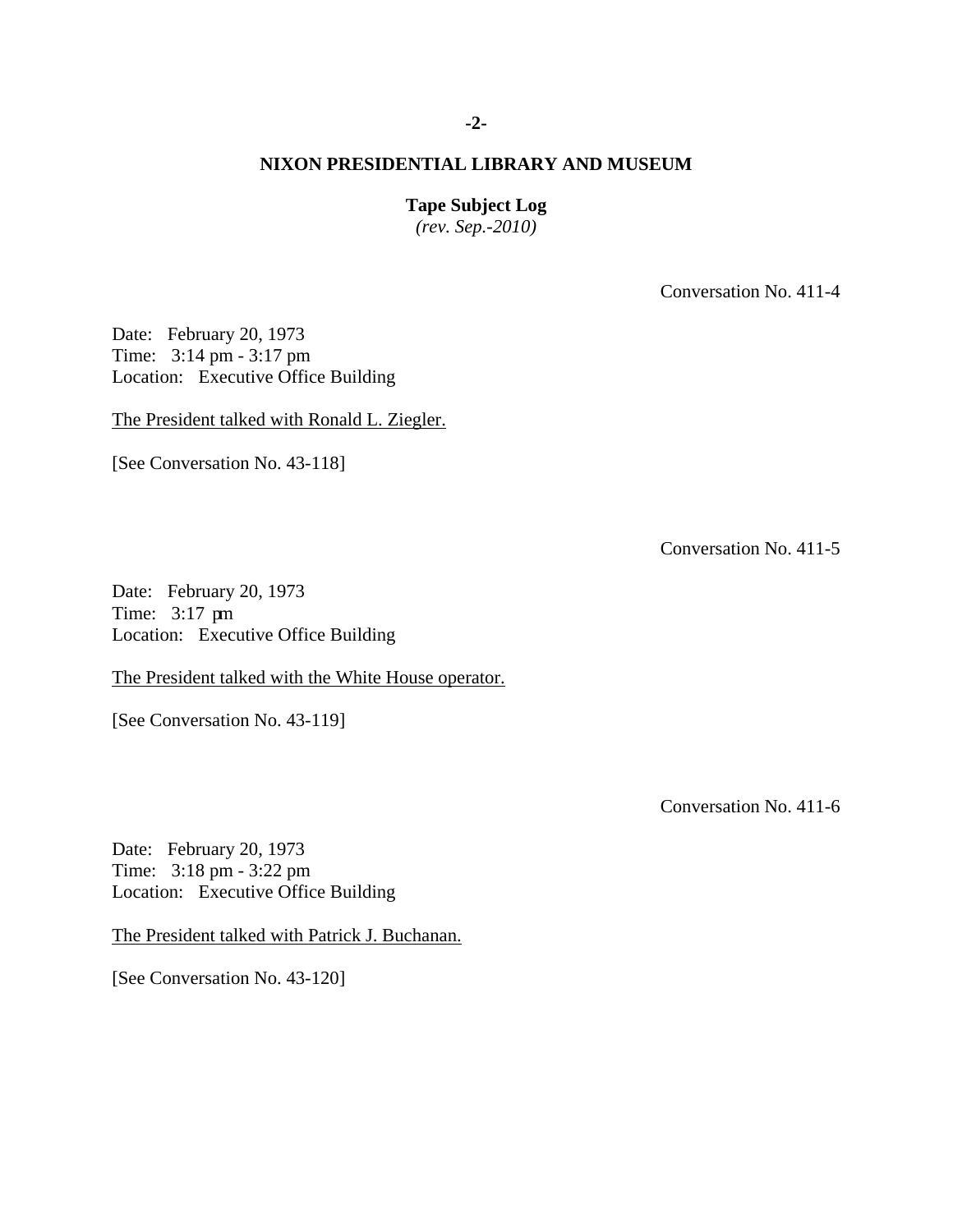## NIXON PRESIDENTIAL LIBRARY AND MUSEUM

**Tape Subject Log**
*(rev. Sep.-2010)*

Conversation No. 411-4

Date: February 20, 1973
Time: 3:14 pm - 3:17 pm
Location: Executive Office Building

The President talked with Ronald L. Ziegler.

[See Conversation No. 43-118]

Conversation No. 411-5

Date: February 20, 1973
Time: 3:17 pm
Location: Executive Office Building

The President talked with the White House operator.

[See Conversation No. 43-119]

Conversation No. 411-6

Date: February 20, 1973
Time: 3:18 pm - 3:22 pm
Location: Executive Office Building

The President talked with Patrick J. Buchanan.

[See Conversation No. 43-120]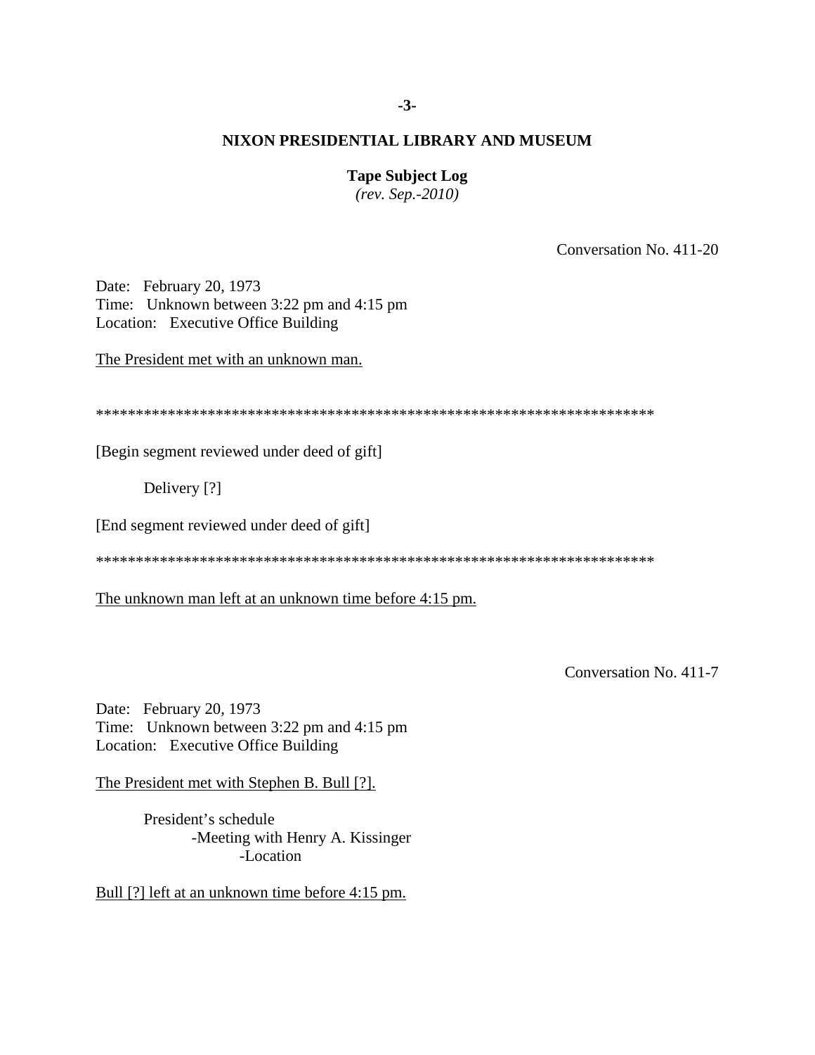**NIXON PRESIDENTIAL LIBRARY AND MUSEUM**

**Tape Subject Log**
*(rev. Sep.-2010)*

Conversation No. 411-20

Date: February 20, 1973
Time: Unknown between 3:22 pm and 4:15 pm
Location: Executive Office Building

The President met with an unknown man.

************************************************************************

[Begin segment reviewed under deed of gift]

Delivery [?]

[End segment reviewed under deed of gift]

************************************************************************

The unknown man left at an unknown time before 4:15 pm.

Conversation No. 411-7

Date: February 20, 1973
Time: Unknown between 3:22 pm and 4:15 pm
Location: Executive Office Building

The President met with Stephen B. Bull [?].

President's schedule
- Meeting with Henry A. Kissinger
  - Location

Bull [?] left at an unknown time before 4:15 pm.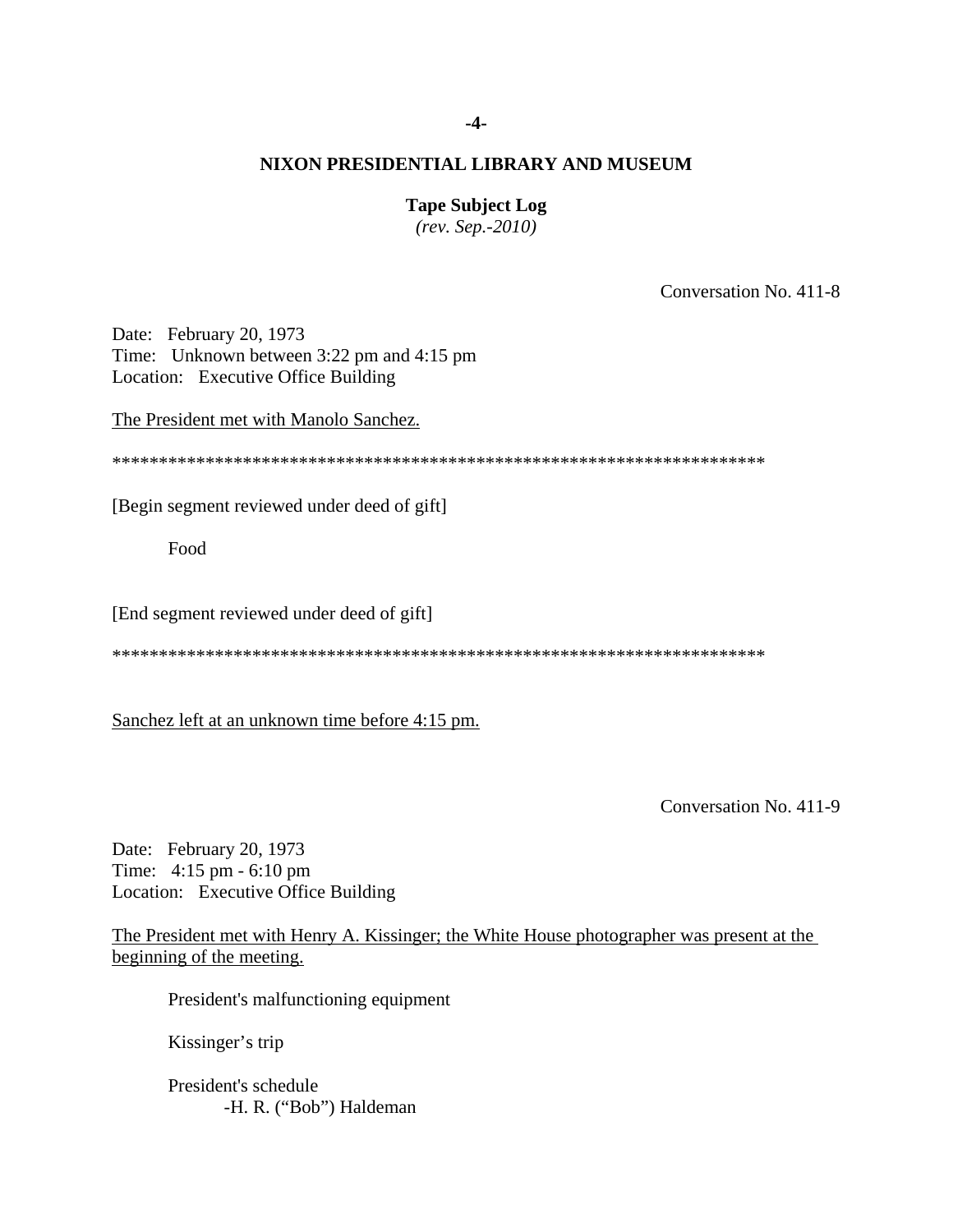## NIXON PRESIDENTIAL LIBRARY AND MUSEUM

**Tape Subject Log**
*(rev. Sep.-2010)*

Conversation No. 411-8

Date: February 20, 1973
Time: Unknown between 3:22 pm and 4:15 pm
Location: Executive Office Building

The President met with Manolo Sanchez.

************************************************************************

[Begin segment reviewed under deed of gift]

Food

[End segment reviewed under deed of gift]

************************************************************************

Sanchez left at an unknown time before 4:15 pm.

Conversation No. 411-9

Date: February 20, 1973
Time: 4:15 pm - 6:10 pm
Location: Executive Office Building

The President met with Henry A. Kissinger; the White House photographer was present at the beginning of the meeting.

President's malfunctioning equipment

Kissinger's trip

President's schedule
- H. R. ("Bob") Haldeman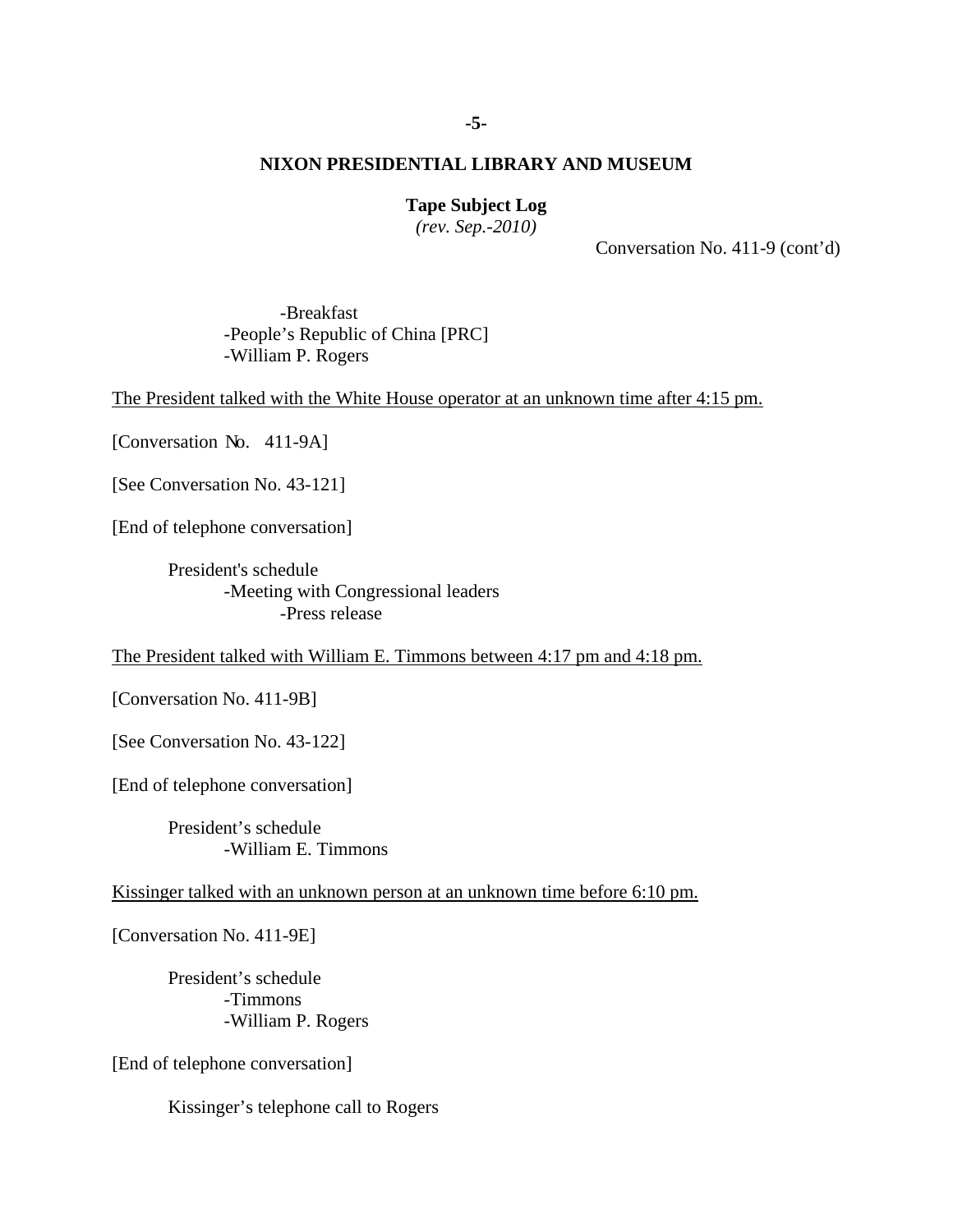Conversation No. 411-9 (cont'd)

- -Breakfast
- -People's Republic of China [PRC]
- -William P. Rogers

<u>The President talked with the White House operator at an unknown time after 4:15 pm.</u>

[Conversation No. 411-9A]

[See Conversation No. 43-121]

[End of telephone conversation]

President's schedule
- -Meeting with Congressional leaders
    - -Press release

<u>The President talked with William E. Timmons between 4:17 pm and 4:18 pm.</u>

[Conversation No. 411-9B]

[See Conversation No. 43-122]

[End of telephone conversation]

President's schedule
- -William E. Timmons

<u>Kissinger talked with an unknown person at an unknown time before 6:10 pm.</u>

[Conversation No. 411-9E]

President's schedule
- -Timmons
- -William P. Rogers

[End of telephone conversation]

Kissinger's telephone call to Rogers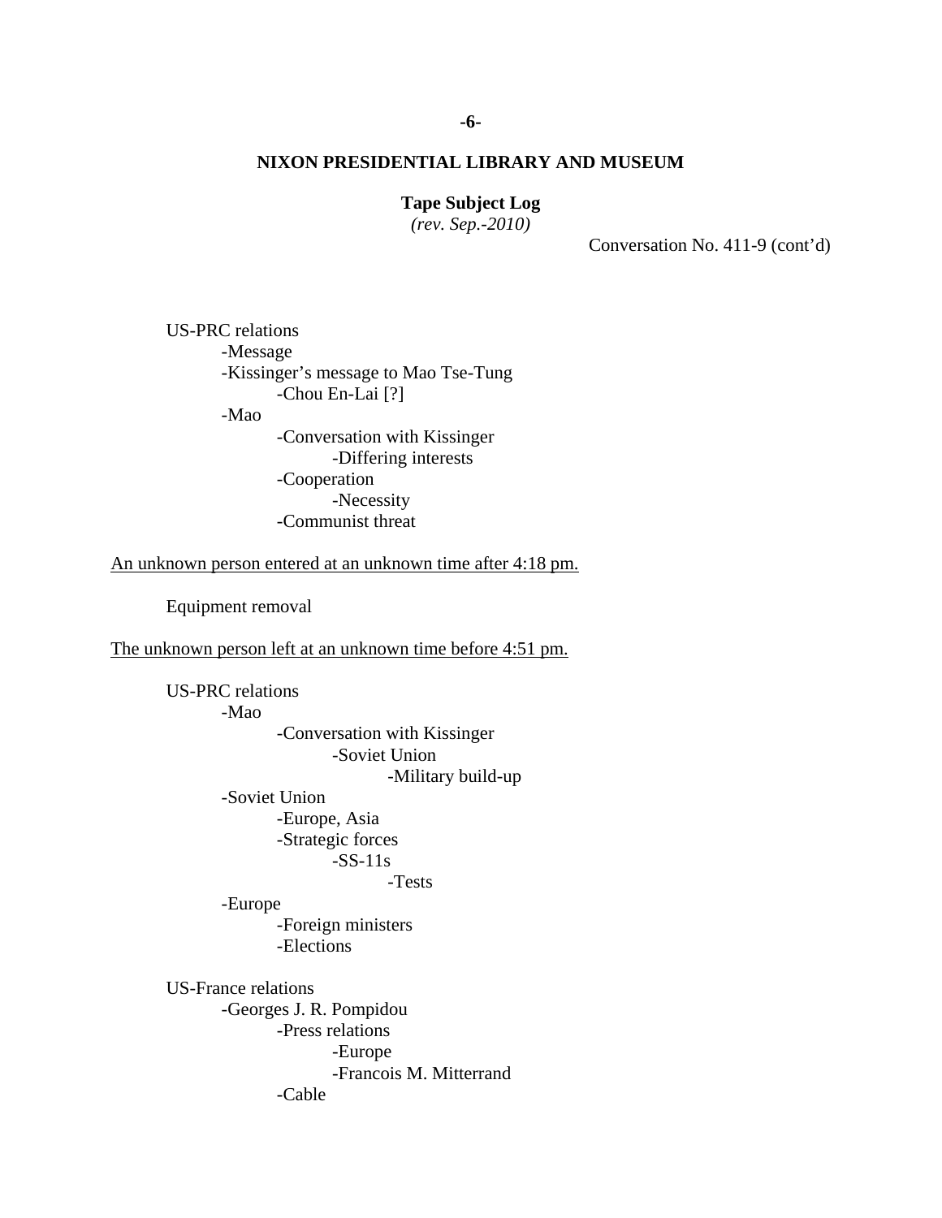**NIXON PRESIDENTIAL LIBRARY AND MUSEUM**

**Tape Subject Log**
*(rev. Sep.-2010)*

Conversation No. 411-9 (cont'd)

US-PRC relations
- -Message
- -Kissinger's message to Mao Tse-Tung
  - -Chou En-Lai [?]
- -Mao
  - -Conversation with Kissinger
    - -Differing interests
  - -Cooperation
    - -Necessity
  - -Communist threat

<u>An unknown person entered at an unknown time after 4:18 pm.</u>

Equipment removal

<u>The unknown person left at an unknown time before 4:51 pm.</u>

US-PRC relations
- -Mao
  - -Conversation with Kissinger
    - -Soviet Union
      - -Military build-up
- -Soviet Union
  - -Europe, Asia
  - -Strategic forces
    - -SS-11s
      - -Tests
- -Europe
  - -Foreign ministers
  - -Elections

US-France relations
- -Georges J. R. Pompidou
  - -Press relations
    - -Europe
    - -Francois M. Mitterrand
  - -Cable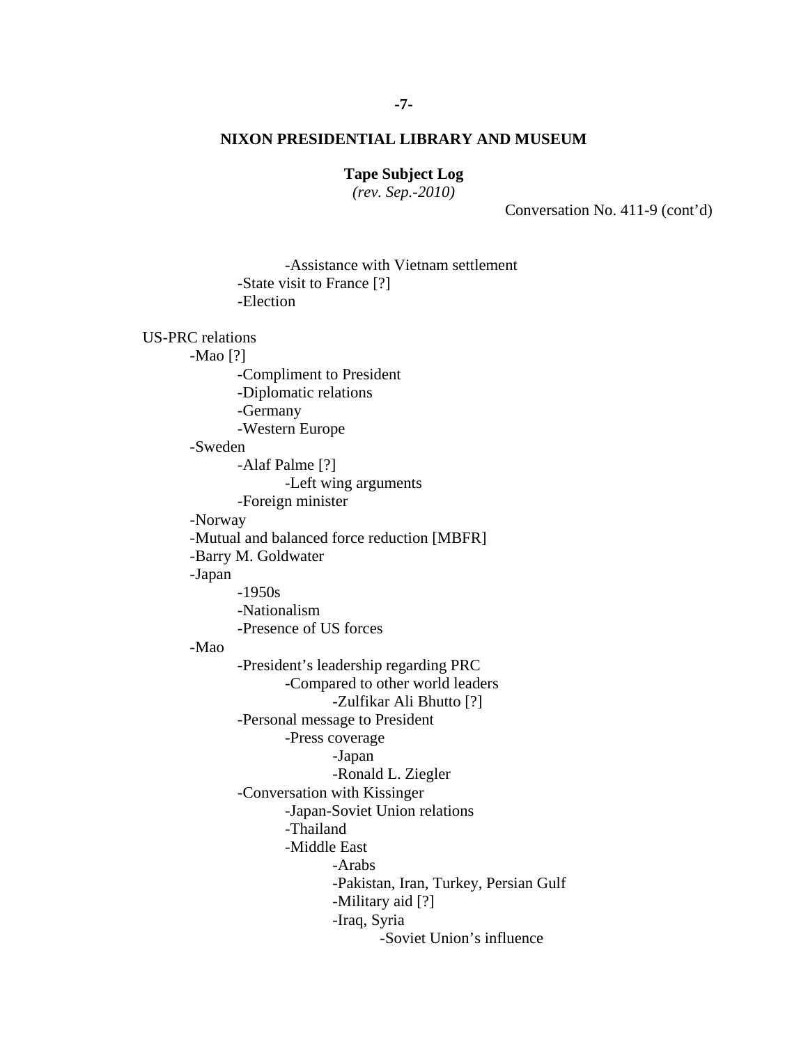**NIXON PRESIDENTIAL LIBRARY AND MUSEUM**

**Tape Subject Log**
*(rev. Sep.-2010)*

Conversation No. 411-9 (cont'd)

- -Assistance with Vietnam settlement
- -State visit to France [?]
- -Election

US-PRC relations
- -Mao [?]
    - -Compliment to President
    - -Diplomatic relations
    - -Germany
    - -Western Europe
- -Sweden
    - -Alaf Palme [?]
        - -Left wing arguments
    - -Foreign minister
- -Norway
- -Mutual and balanced force reduction [MBFR]
- -Barry M. Goldwater
- -Japan
    - -1950s
    - -Nationalism
    - -Presence of US forces
- -Mao
    - -President's leadership regarding PRC
        - -Compared to other world leaders
            - -Zulfikar Ali Bhutto [?]
    - -Personal message to President
        - -Press coverage
            - -Japan
            - -Ronald L. Ziegler
    - -Conversation with Kissinger
        - -Japan-Soviet Union relations
        - -Thailand
        - -Middle East
            - -Arabs
            - -Pakistan, Iran, Turkey, Persian Gulf
            - -Military aid [?]
            - -Iraq, Syria
                - -Soviet Union's influence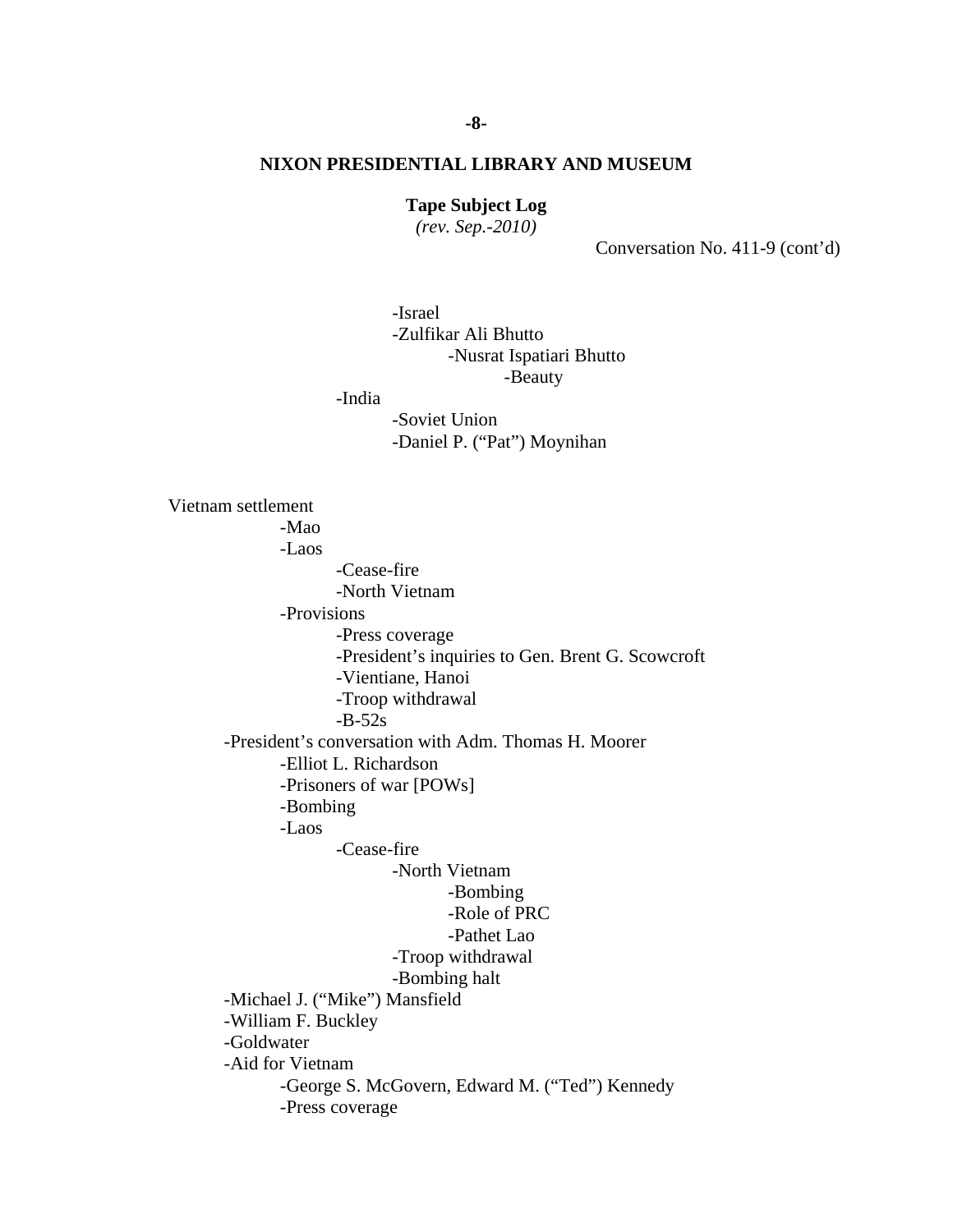## NIXON PRESIDENTIAL LIBRARY AND MUSEUM

**Tape Subject Log**

*(rev. Sep.-2010)*

Conversation No. 411-9 (cont'd)

- -Israel
- -Zulfikar Ali Bhutto
    - -Nusrat Ispatiari Bhutto
        - -Beauty
- -India
    - -Soviet Union
    - -Daniel P. ("Pat") Moynihan

Vietnam settlement

- -Mao
- -Laos
    - -Cease-fire
    - -North Vietnam
- -Provisions
    - -Press coverage
    - -President's inquiries to Gen. Brent G. Scowcroft
    - -Vientiane, Hanoi
    - -Troop withdrawal
    - -B-52s
- -President's conversation with Adm. Thomas H. Moorer
    - -Elliot L. Richardson
    - -Prisoners of war [POWs]
    - -Bombing
    - -Laos
        - -Cease-fire
            - -North Vietnam
                - -Bombing
                - -Role of PRC
                - -Pathet Lao
            - -Troop withdrawal
            - -Bombing halt
- -Michael J. ("Mike") Mansfield
- -William F. Buckley
- -Goldwater
- -Aid for Vietnam
    - -George S. McGovern, Edward M. ("Ted") Kennedy
    - -Press coverage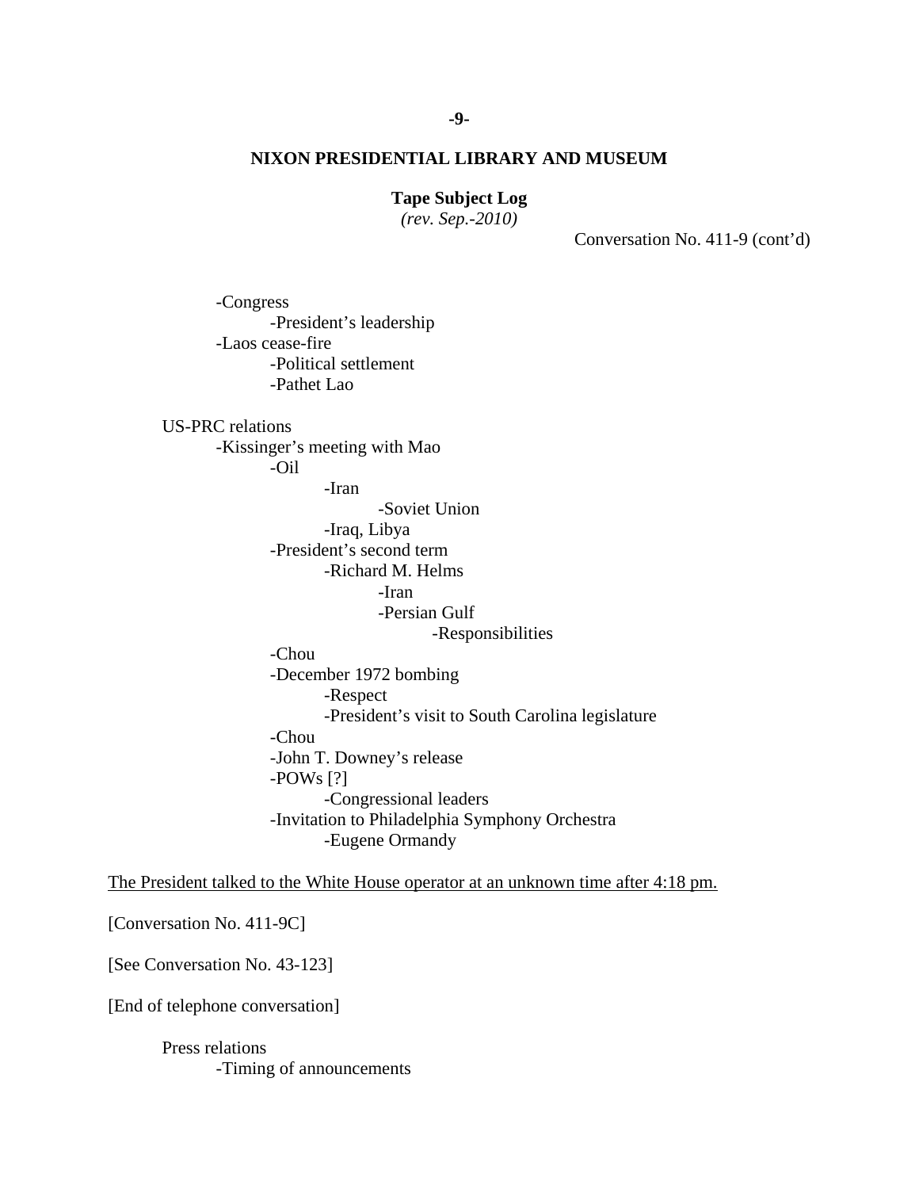**NIXON PRESIDENTIAL LIBRARY AND MUSEUM**

**Tape Subject Log**
*(rev. Sep.-2010)*

Conversation No. 411-9 (cont'd)

- -Congress
  - -President's leadership
- -Laos cease-fire
  - -Political settlement
  - -Pathet Lao

US-PRC relations
- -Kissinger's meeting with Mao
  - -Oil
    - -Iran
      - -Soviet Union
    - -Iraq, Libya
  - -President's second term
    - -Richard M. Helms
      - -Iran
      - -Persian Gulf
        - -Responsibilities
  - -Chou
  - -December 1972 bombing
    - -Respect
    - -President's visit to South Carolina legislature
  - -Chou
  - -John T. Downey's release
  - -POWs [?]
    - -Congressional leaders
  - -Invitation to Philadelphia Symphony Orchestra
    - -Eugene Ormandy

<u>The President talked to the White House operator at an unknown time after 4:18 pm.</u>

[Conversation No. 411-9C]

[See Conversation No. 43-123]

[End of telephone conversation]

Press relations
- -Timing of announcements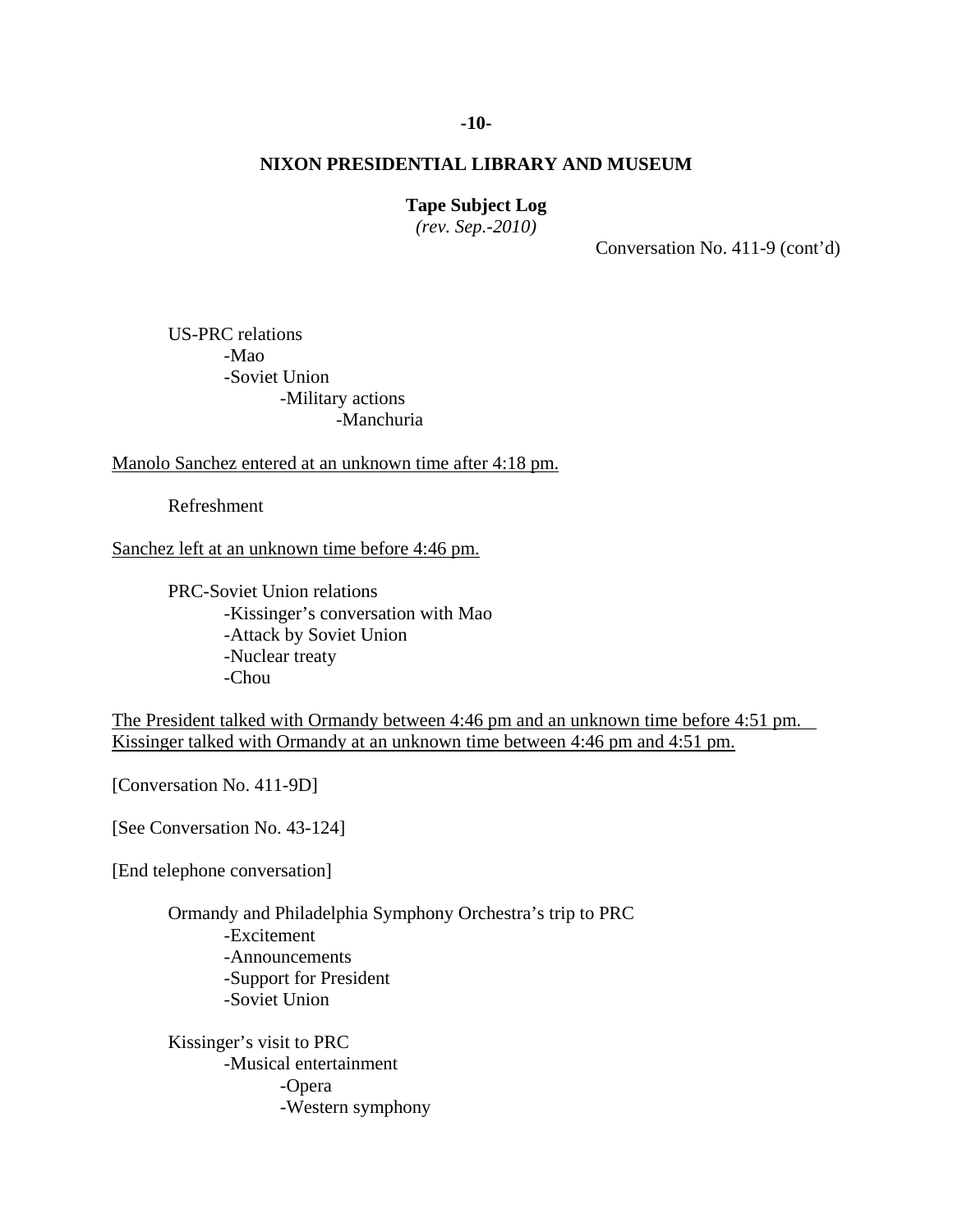**NIXON PRESIDENTIAL LIBRARY AND MUSEUM**

**Tape Subject Log**
*(rev. Sep.-2010)*

Conversation No. 411-9 (cont'd)

US-PRC relations
- -Mao
- -Soviet Union
  - -Military actions
    - -Manchuria

Manolo Sanchez entered at an unknown time after 4:18 pm.

Refreshment

Sanchez left at an unknown time before 4:46 pm.

PRC-Soviet Union relations
- -Kissinger's conversation with Mao
- -Attack by Soviet Union
- -Nuclear treaty
- -Chou

The President talked with Ormandy between 4:46 pm and an unknown time before 4:51 pm. Kissinger talked with Ormandy at an unknown time between 4:46 pm and 4:51 pm.

[Conversation No. 411-9D]

[See Conversation No. 43-124]

[End telephone conversation]

Ormandy and Philadelphia Symphony Orchestra's trip to PRC
- -Excitement
- -Announcements
- -Support for President
- -Soviet Union

Kissinger's visit to PRC
- -Musical entertainment
  - -Opera
  - -Western symphony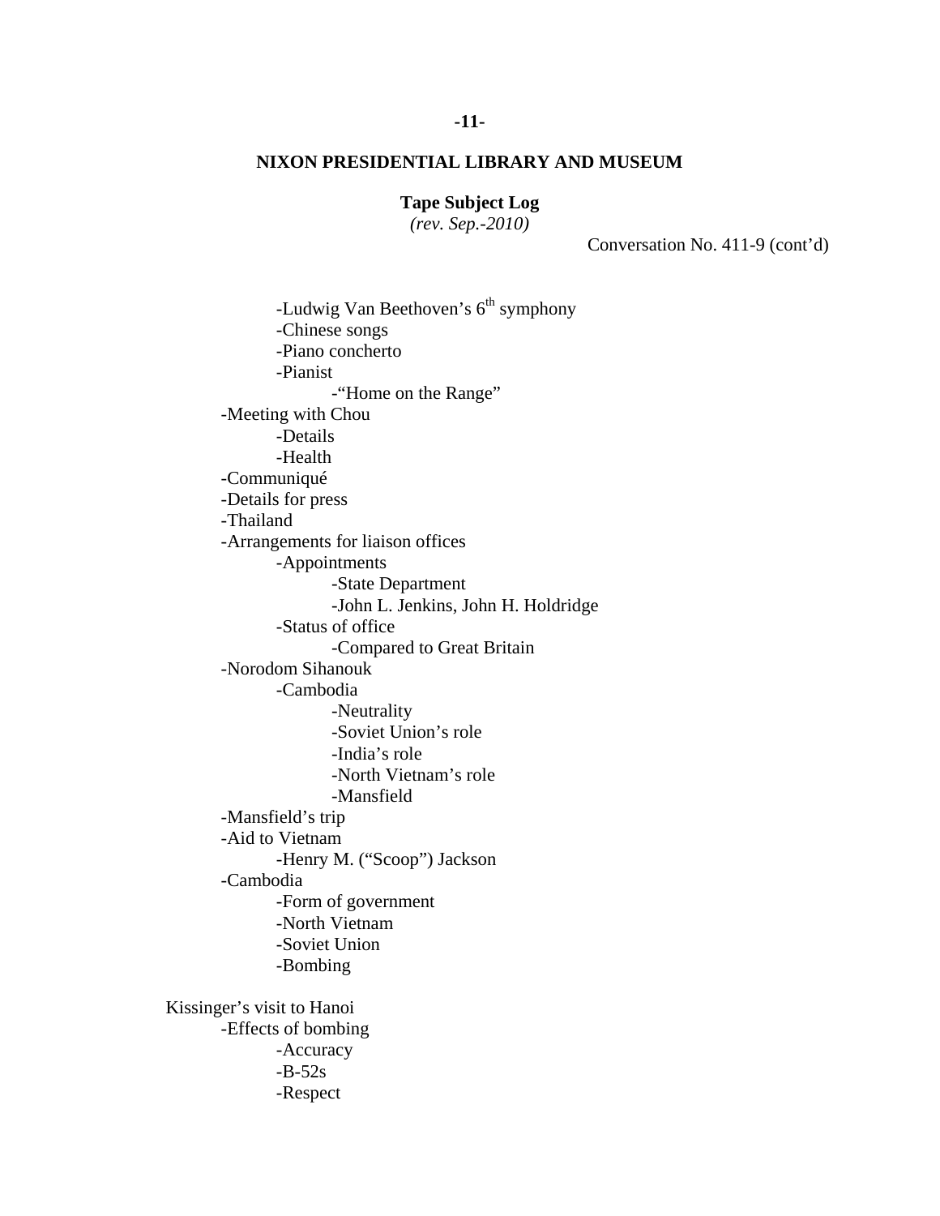**NIXON PRESIDENTIAL LIBRARY AND MUSEUM**

**Tape Subject Log**
*(rev. Sep.-2010)*

Conversation No. 411-9 (cont'd)

- -Ludwig Van Beethoven's 6th symphony
- -Chinese songs
- -Piano concherto
- -Pianist
    - -"Home on the Range"

- -Meeting with Chou
    - -Details
    - -Health
- -Communiqué
- -Details for press
- -Thailand
- -Arrangements for liaison offices
    - -Appointments
        - -State Department
        - -John L. Jenkins, John H. Holdridge
    - -Status of office
        - -Compared to Great Britain
- -Norodom Sihanouk
    - -Cambodia
        - -Neutrality
        - -Soviet Union's role
        - -India's role
        - -North Vietnam's role
        - -Mansfield
- -Mansfield's trip
- -Aid to Vietnam
    - -Henry M. ("Scoop") Jackson
- -Cambodia
    - -Form of government
    - -North Vietnam
    - -Soviet Union
    - -Bombing

Kissinger's visit to Hanoi

- -Effects of bombing
    - -Accuracy
    - -B-52s
    - -Respect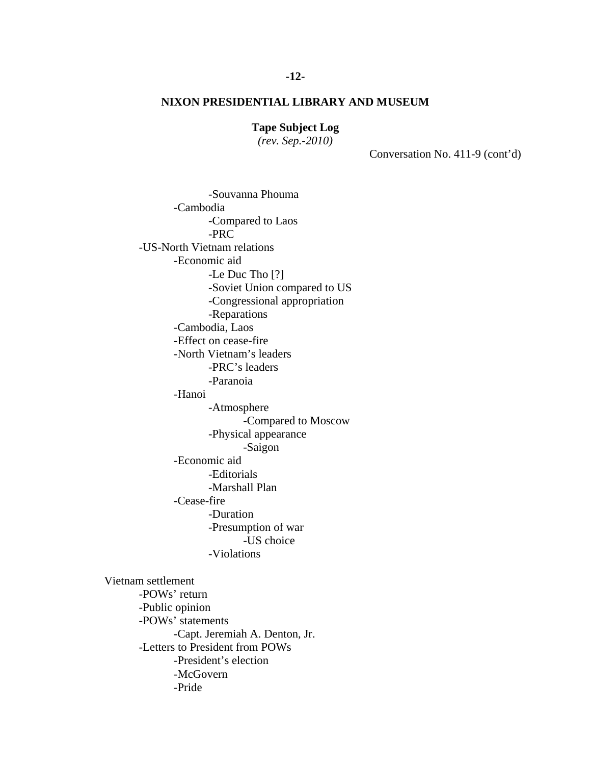**NIXON PRESIDENTIAL LIBRARY AND MUSEUM**

**Tape Subject Log**
*(rev. Sep.-2010)*

Conversation No. 411-9 (cont'd)

            -Souvanna Phouma
        -Cambodia
            -Compared to Laos
            -PRC
    -US-North Vietnam relations
        -Economic aid
            -Le Duc Tho [?]
            -Soviet Union compared to US
            -Congressional appropriation
            -Reparations
        -Cambodia, Laos
        -Effect on cease-fire
        -North Vietnam's leaders
            -PRC's leaders
            -Paranoia
        -Hanoi
            -Atmosphere
                -Compared to Moscow
            -Physical appearance
                -Saigon
        -Economic aid
            -Editorials
            -Marshall Plan
        -Cease-fire
            -Duration
            -Presumption of war
                -US choice
            -Violations

Vietnam settlement
    -POWs' return
    -Public opinion
    -POWs' statements
        -Capt. Jeremiah A. Denton, Jr.
    -Letters to President from POWs
        -President's election
        -McGovern
        -Pride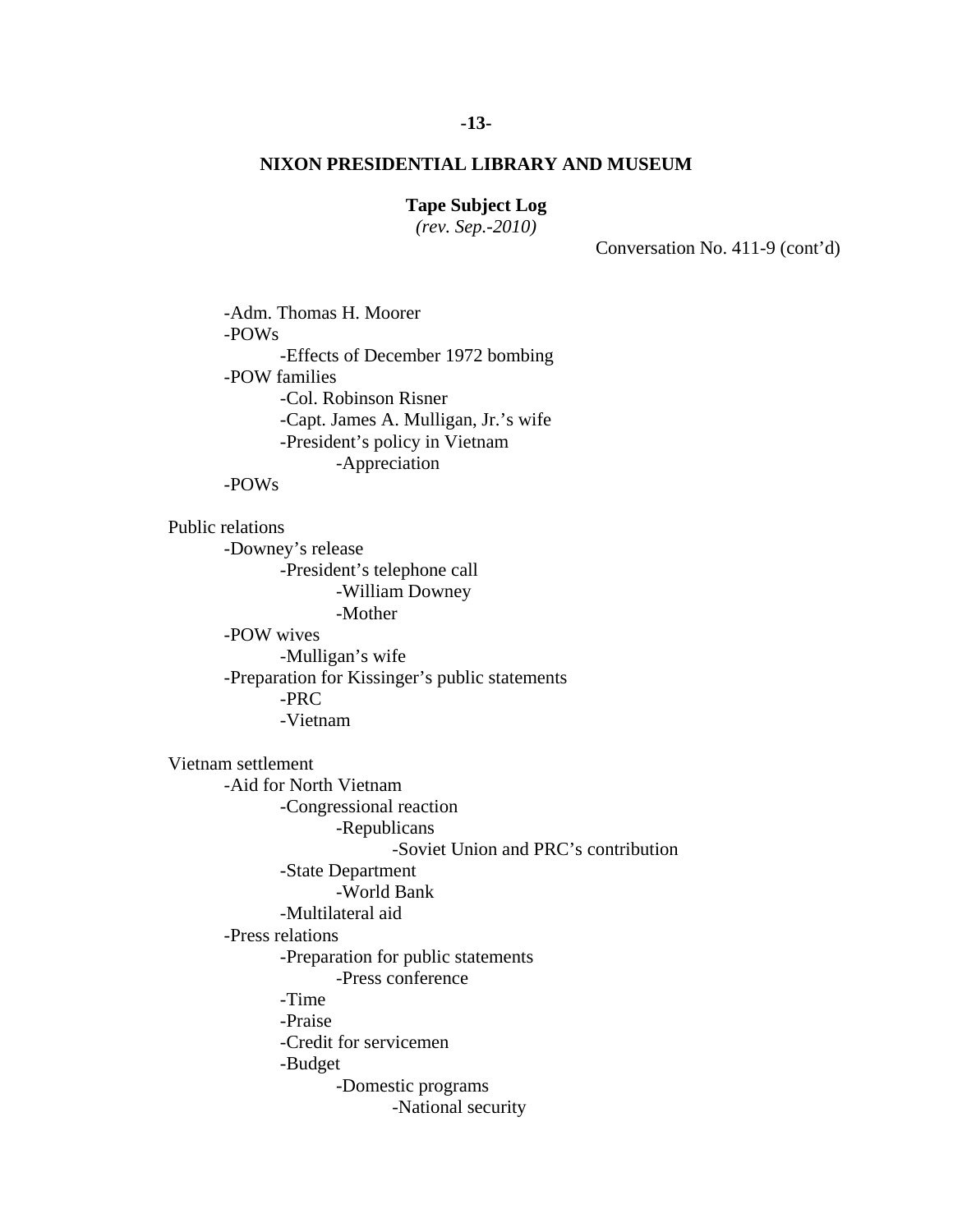**NIXON PRESIDENTIAL LIBRARY AND MUSEUM**

**Tape Subject Log**
*(rev. Sep.-2010)*

Conversation No. 411-9 (cont'd)

- -Adm. Thomas H. Moorer
- -POWs
  - -Effects of December 1972 bombing
- -POW families
  - -Col. Robinson Risner
  - -Capt. James A. Mulligan, Jr.'s wife
  - -President's policy in Vietnam
    - -Appreciation
- -POWs

Public relations
- -Downey's release
  - -President's telephone call
    - -William Downey
    - -Mother
- -POW wives
  - -Mulligan's wife
- -Preparation for Kissinger's public statements
  - -PRC
  - -Vietnam

Vietnam settlement
- -Aid for North Vietnam
  - -Congressional reaction
    - -Republicans
      - -Soviet Union and PRC's contribution
  - -State Department
    - -World Bank
  - -Multilateral aid
- -Press relations
  - -Preparation for public statements
    - -Press conference
  - -Time
  - -Praise
  - -Credit for servicemen
  - -Budget
    - -Domestic programs
      - -National security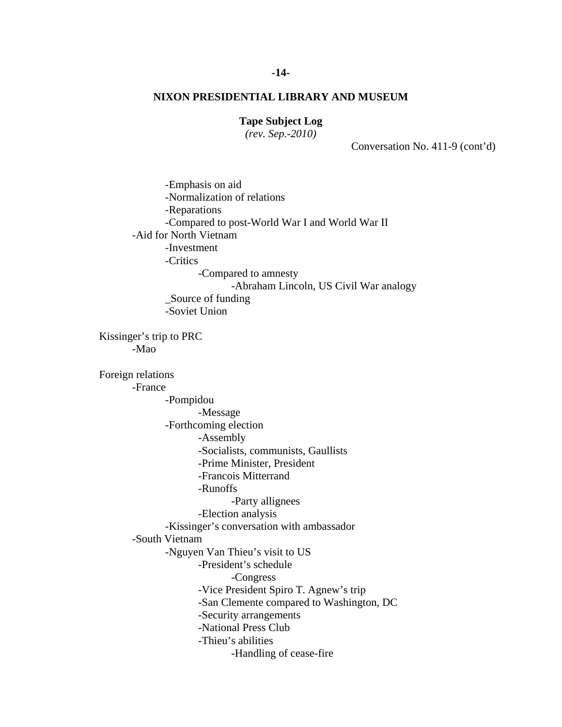# NIXON PRESIDENTIAL LIBRARY AND MUSEUM

**Tape Subject Log**
*(rev. Sep.-2010)*

Conversation No. 411-9 (cont'd)

- -Emphasis on aid
- -Normalization of relations
- -Reparations
- -Compared to post-World War I and World War II

-Aid for North Vietnam
- -Investment
- -Critics
  - -Compared to amnesty
    - -Abraham Lincoln, US Civil War analogy
- _Source of funding
- -Soviet Union

Kissinger's trip to PRC
- -Mao

Foreign relations
- -France
  - -Pompidou
    - -Message
  - -Forthcoming election
    - -Assembly
    - -Socialists, communists, Gaullists
    - -Prime Minister, President
    - -Francois Mitterrand
    - -Runoffs
      - -Party allignees
    - -Election analysis
  - -Kissinger's conversation with ambassador
- -South Vietnam
  - -Nguyen Van Thieu's visit to US
    - -President's schedule
      - -Congress
    - -Vice President Spiro T. Agnew's trip
    - -San Clemente compared to Washington, DC
    - -Security arrangements
    - -National Press Club
    - -Thieu's abilities
      - -Handling of cease-fire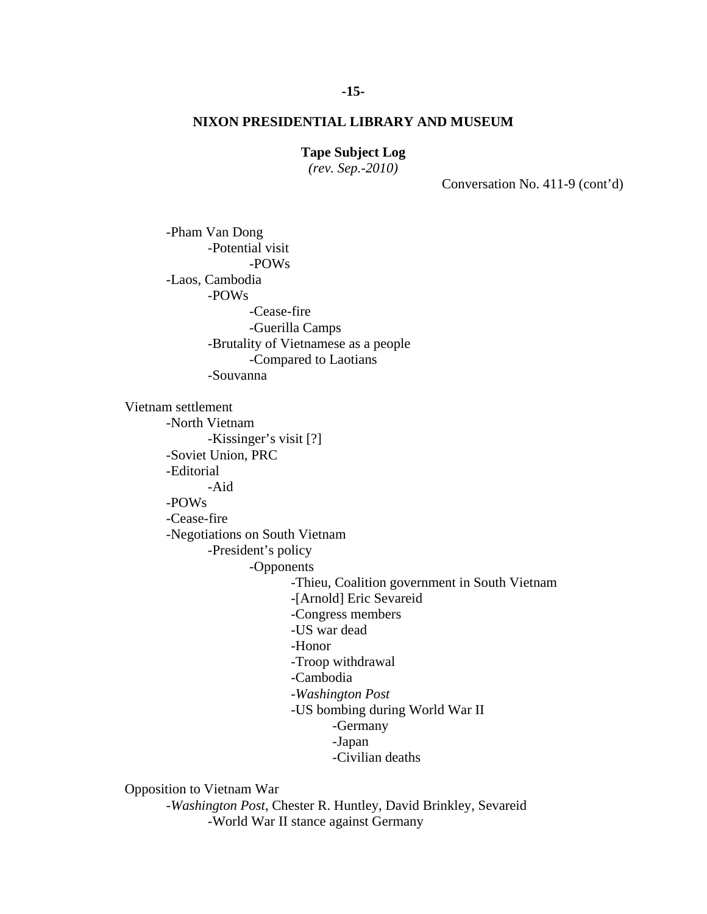**NIXON PRESIDENTIAL LIBRARY AND MUSEUM**

**Tape Subject Log**
*(rev. Sep.-2010)*

Conversation No. 411-9 (cont'd)

- -Pham Van Dong
    - -Potential visit
        - -POWs
- -Laos, Cambodia
    - -POWs
        - -Cease-fire
        - -Guerilla Camps
    - -Brutality of Vietnamese as a people
        - -Compared to Laotians
    - -Souvanna

Vietnam settlement

- -North Vietnam
    - -Kissinger's visit [?]
- -Soviet Union, PRC
- -Editorial
    - -Aid
- -POWs
- -Cease-fire
- -Negotiations on South Vietnam
    - -President's policy
        - -Opponents
            - -Thieu, Coalition government in South Vietnam
            - -[Arnold] Eric Sevareid
            - -Congress members
            - -US war dead
            - -Honor
            - -Troop withdrawal
            - -Cambodia
            - -*Washington Post*
            - -US bombing during World War II
                - -Germany
                - -Japan
                - -Civilian deaths

Opposition to Vietnam War

- -*Washington Post*, Chester R. Huntley, David Brinkley, Sevareid
    - -World War II stance against Germany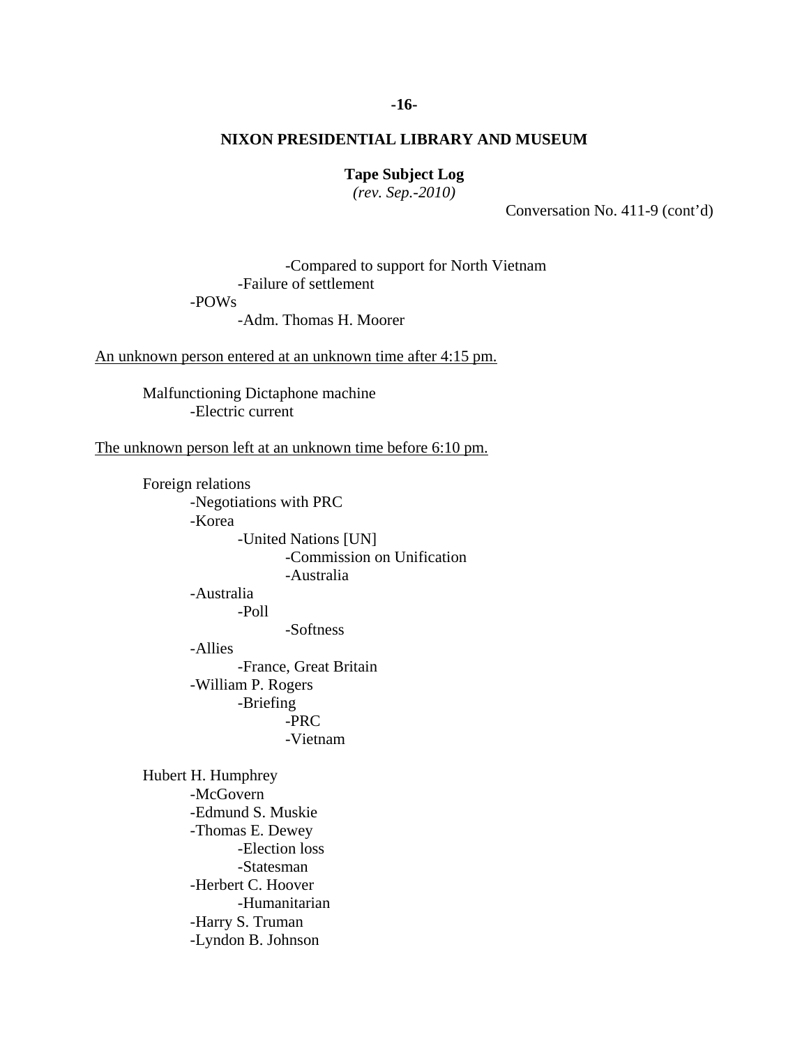**NIXON PRESIDENTIAL LIBRARY AND MUSEUM**

**Tape Subject Log**
*(rev. Sep.-2010)*

Conversation No. 411-9 (cont'd)

                -Compared to support for North Vietnam
            -Failure of settlement
        -POWs
            -Adm. Thomas H. Moorer

An unknown person entered at an unknown time after 4:15 pm.

    Malfunctioning Dictaphone machine
        -Electric current

The unknown person left at an unknown time before 6:10 pm.

    Foreign relations
        -Negotiations with PRC
        -Korea
            -United Nations [UN]
                -Commission on Unification
                -Australia
        -Australia
            -Poll
                -Softness
        -Allies
            -France, Great Britain
        -William P. Rogers
            -Briefing
                -PRC
                -Vietnam

    Hubert H. Humphrey
        -McGovern
        -Edmund S. Muskie
        -Thomas E. Dewey
            -Election loss
            -Statesman
        -Herbert C. Hoover
            -Humanitarian
        -Harry S. Truman
        -Lyndon B. Johnson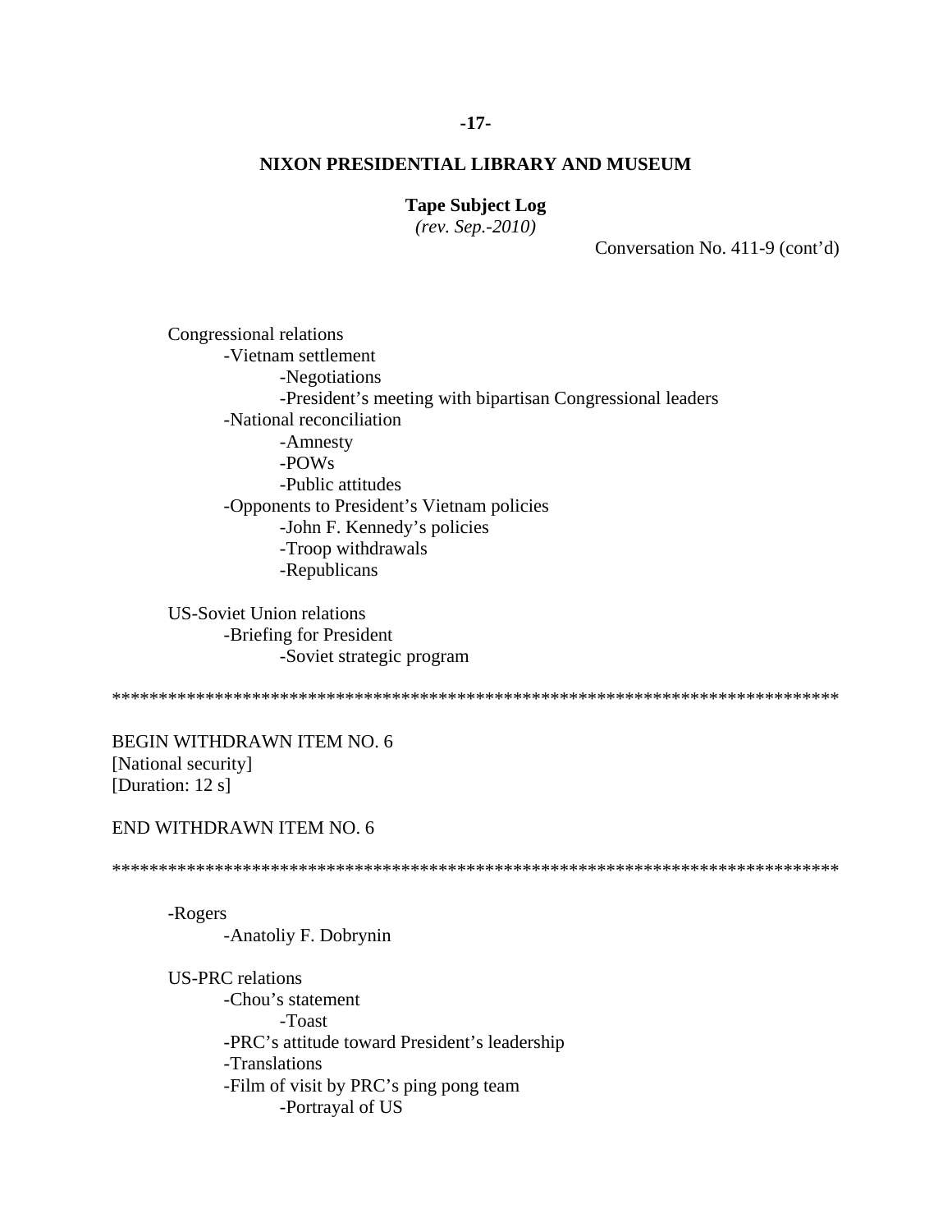**NIXON PRESIDENTIAL LIBRARY AND MUSEUM**

**Tape Subject Log**
*(rev. Sep.-2010)*

Conversation No. 411-9 (cont'd)

Congressional relations
- -Vietnam settlement
  - -Negotiations
  - -President's meeting with bipartisan Congressional leaders
- -National reconciliation
  - -Amnesty
  - -POWs
  - -Public attitudes
- -Opponents to President's Vietnam policies
  - -John F. Kennedy's policies
  - -Troop withdrawals
  - -Republicans

US-Soviet Union relations
- -Briefing for President
  - -Soviet strategic program

*******************************************************************************

BEGIN WITHDRAWN ITEM NO. 6
[National security]
[Duration: 12 s]

END WITHDRAWN ITEM NO. 6

*******************************************************************************

- -Rogers
  - -Anatoliy F. Dobrynin

US-PRC relations
- -Chou's statement
  - -Toast
- -PRC's attitude toward President's leadership
- -Translations
- -Film of visit by PRC's ping pong team
  - -Portrayal of US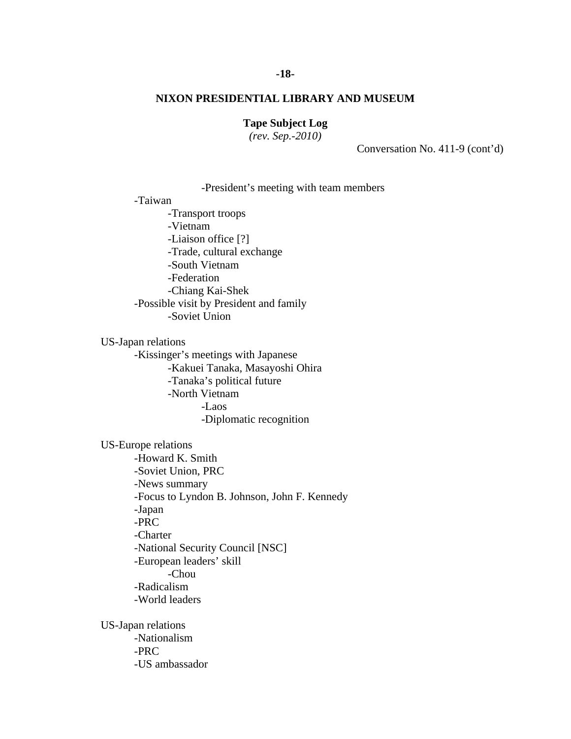**NIXON PRESIDENTIAL LIBRARY AND MUSEUM**

**Tape Subject Log**
*(rev. Sep.-2010)*

Conversation No. 411-9 (cont'd)

            -President's meeting with team members
    -Taiwan
        -Transport troops
        -Vietnam
        -Liaison office [?]
        -Trade, cultural exchange
        -South Vietnam
        -Federation
        -Chiang Kai-Shek
    -Possible visit by President and family
        -Soviet Union

US-Japan relations
    -Kissinger's meetings with Japanese
        -Kakuei Tanaka, Masayoshi Ohira
        -Tanaka's political future
        -North Vietnam
            -Laos
            -Diplomatic recognition

US-Europe relations
    -Howard K. Smith
    -Soviet Union, PRC
    -News summary
    -Focus to Lyndon B. Johnson, John F. Kennedy
    -Japan
    -PRC
    -Charter
    -National Security Council [NSC]
    -European leaders' skill
        -Chou
    -Radicalism
    -World leaders

US-Japan relations
    -Nationalism
    -PRC
    -US ambassador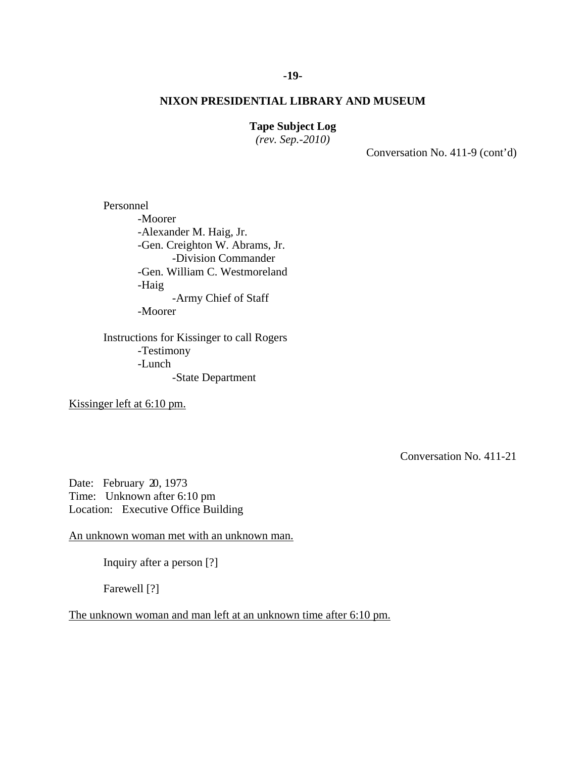**NIXON PRESIDENTIAL LIBRARY AND MUSEUM**

**Tape Subject Log**
*(rev. Sep.-2010)*

Conversation No. 411-9 (cont'd)

Personnel
- -Moorer
- -Alexander M. Haig, Jr.
- -Gen. Creighton W. Abrams, Jr.
  - -Division Commander
- -Gen. William C. Westmoreland
- -Haig
  - -Army Chief of Staff
- -Moorer

Instructions for Kissinger to call Rogers
- -Testimony
- -Lunch
  - -State Department

<u>Kissinger left at 6:10 pm.</u>

Conversation No. 411-21

Date: February 20, 1973
Time: Unknown after 6:10 pm
Location: Executive Office Building

<u>An unknown woman met with an unknown man.</u>

Inquiry after a person [?]

Farewell [?]

<u>The unknown woman and man left at an unknown time after 6:10 pm.</u>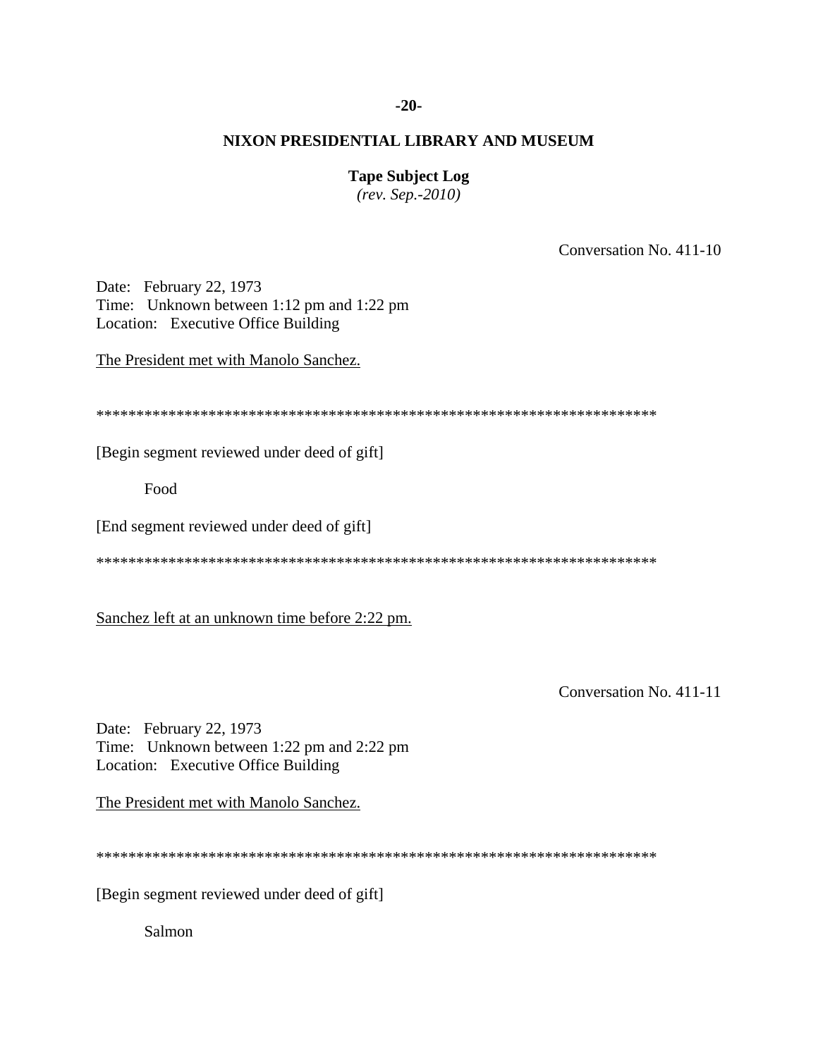**NIXON PRESIDENTIAL LIBRARY AND MUSEUM**

**Tape Subject Log**
*(rev. Sep.-2010)*

Conversation No. 411-10

Date: February 22, 1973
Time: Unknown between 1:12 pm and 1:22 pm
Location: Executive Office Building

The President met with Manolo Sanchez.

************************************************************************

[Begin segment reviewed under deed of gift]

Food

[End segment reviewed under deed of gift]

************************************************************************

Sanchez left at an unknown time before 2:22 pm.

Conversation No. 411-11

Date: February 22, 1973
Time: Unknown between 1:22 pm and 2:22 pm
Location: Executive Office Building

The President met with Manolo Sanchez.

************************************************************************

[Begin segment reviewed under deed of gift]

Salmon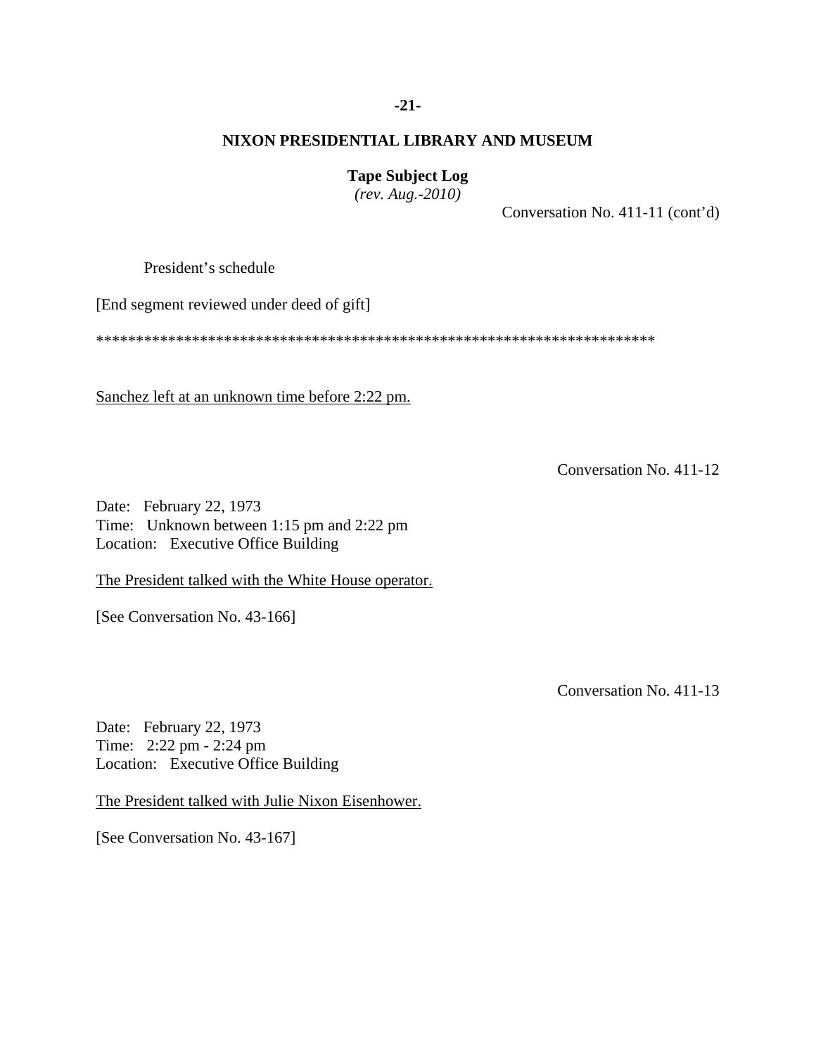**NIXON PRESIDENTIAL LIBRARY AND MUSEUM**

**Tape Subject Log**
*(rev. Aug.-2010)*

Conversation No. 411-11 (cont'd)

President's schedule

[End segment reviewed under deed of gift]

***********************************************************************

Sanchez left at an unknown time before 2:22 pm.

Conversation No. 411-12

Date: February 22, 1973
Time: Unknown between 1:15 pm and 2:22 pm
Location: Executive Office Building

The President talked with the White House operator.

[See Conversation No. 43-166]

Conversation No. 411-13

Date: February 22, 1973
Time: 2:22 pm - 2:24 pm
Location: Executive Office Building

The President talked with Julie Nixon Eisenhower.

[See Conversation No. 43-167]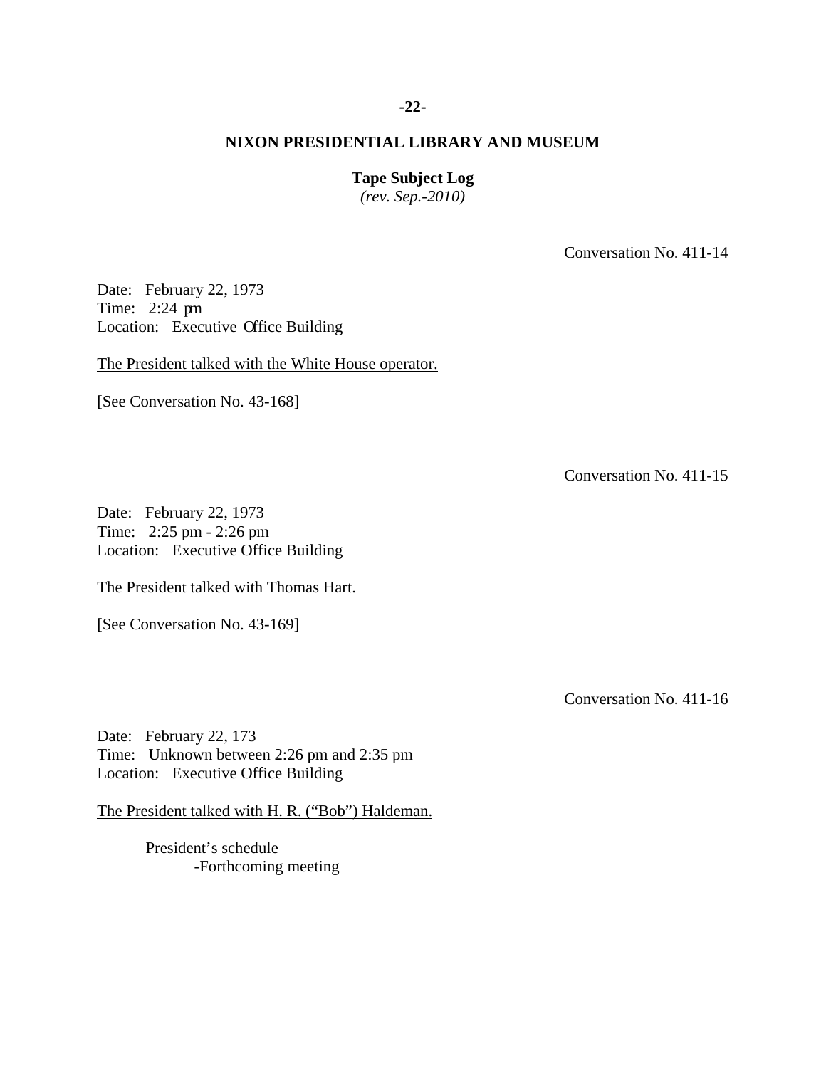## NIXON PRESIDENTIAL LIBRARY AND MUSEUM

**Tape Subject Log**
*(rev. Sep.-2010)*

Conversation No. 411-14

Date: February 22, 1973
Time: 2:24 pm
Location: Executive Office Building

The President talked with the White House operator.

[See Conversation No. 43-168]

Conversation No. 411-15

Date: February 22, 1973
Time: 2:25 pm - 2:26 pm
Location: Executive Office Building

The President talked with Thomas Hart.

[See Conversation No. 43-169]

Conversation No. 411-16

Date: February 22, 173
Time: Unknown between 2:26 pm and 2:35 pm
Location: Executive Office Building

The President talked with H. R. ("Bob") Haldeman.

- President's schedule
    - -Forthcoming meeting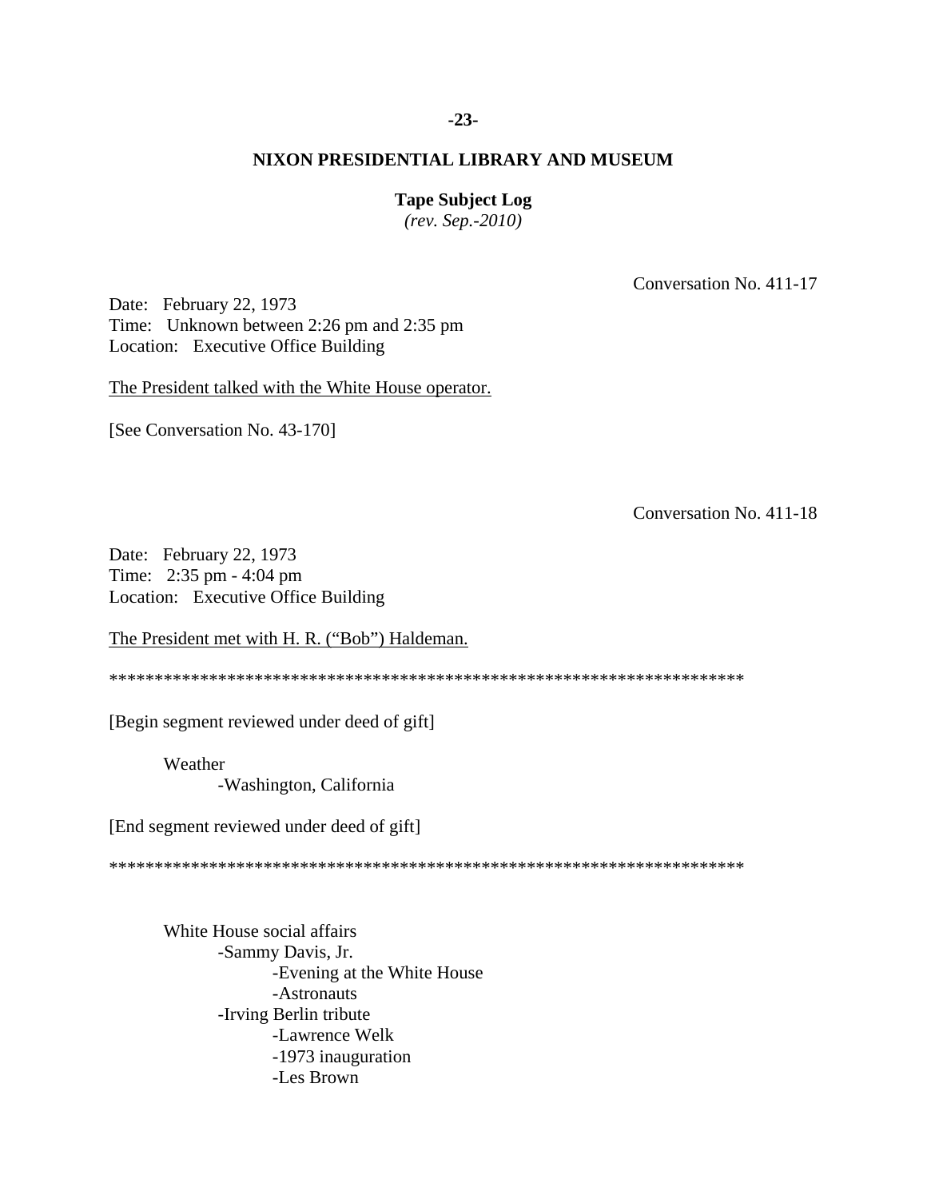# NIXON PRESIDENTIAL LIBRARY AND MUSEUM

**Tape Subject Log**
*(rev. Sep.-2010)*

Conversation No. 411-17

Date: February 22, 1973
Time: Unknown between 2:26 pm and 2:35 pm
Location: Executive Office Building

The President talked with the White House operator.

[See Conversation No. 43-170]

Conversation No. 411-18

Date: February 22, 1973
Time: 2:35 pm - 4:04 pm
Location: Executive Office Building

The President met with H. R. ("Bob") Haldeman.

************************************************************************

[Begin segment reviewed under deed of gift]

- Weather
  - -Washington, California

[End segment reviewed under deed of gift]

************************************************************************

- White House social affairs
  - -Sammy Davis, Jr.
    - -Evening at the White House
    - -Astronauts
  - -Irving Berlin tribute
    - -Lawrence Welk
    - -1973 inauguration
    - -Les Brown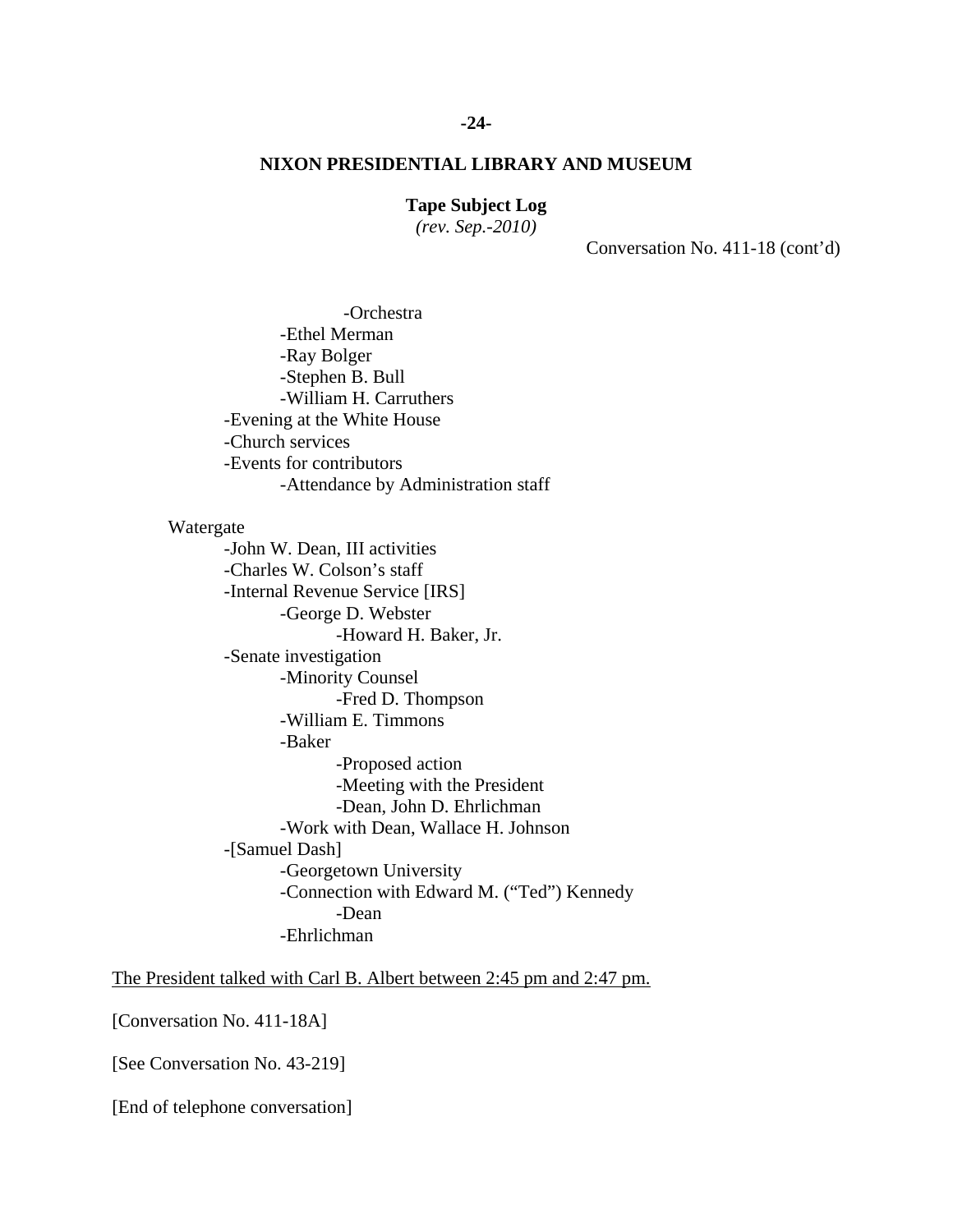Conversation No. 411-18 (cont'd)

- -Orchestra
- -Ethel Merman
- -Ray Bolger
- -Stephen B. Bull
- -William H. Carruthers
- -Evening at the White House
- -Church services
- -Events for contributors
    - -Attendance by Administration staff

Watergate

- -John W. Dean, III activities
- -Charles W. Colson's staff
- -Internal Revenue Service [IRS]
    - -George D. Webster
        - -Howard H. Baker, Jr.
- -Senate investigation
    - -Minority Counsel
        - -Fred D. Thompson
    - -William E. Timmons
    - -Baker
        - -Proposed action
        - -Meeting with the President
        - -Dean, John D. Ehrlichman
    - -Work with Dean, Wallace H. Johnson
- -[Samuel Dash]
    - -Georgetown University
    - -Connection with Edward M. ("Ted") Kennedy
        - -Dean
    - -Ehrlichman

<u>The President talked with Carl B. Albert between 2:45 pm and 2:47 pm.</u>

[Conversation No. 411-18A]

[See Conversation No. 43-219]

[End of telephone conversation]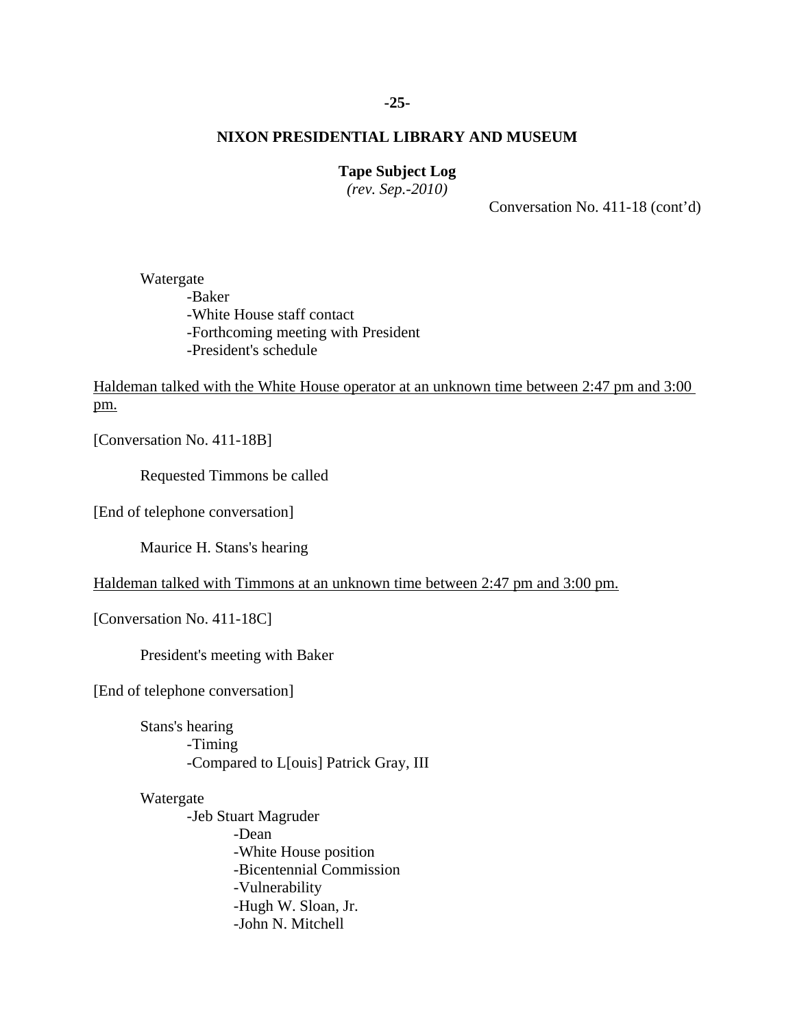Conversation No. 411-18 (cont'd)

Watergate
- Baker
- White House staff contact
- Forthcoming meeting with President
- President's schedule

<u>Haldeman talked with the White House operator at an unknown time between 2:47 pm and 3:00 pm.</u>

[Conversation No. 411-18B]

Requested Timmons be called

[End of telephone conversation]

Maurice H. Stans's hearing

<u>Haldeman talked with Timmons at an unknown time between 2:47 pm and 3:00 pm.</u>

[Conversation No. 411-18C]

President's meeting with Baker

[End of telephone conversation]

Stans's hearing
- Timing
- Compared to L[ouis] Patrick Gray, III

Watergate
- Jeb Stuart Magruder
    - Dean
    - White House position
    - Bicentennial Commission
    - Vulnerability
    - Hugh W. Sloan, Jr.
    - John N. Mitchell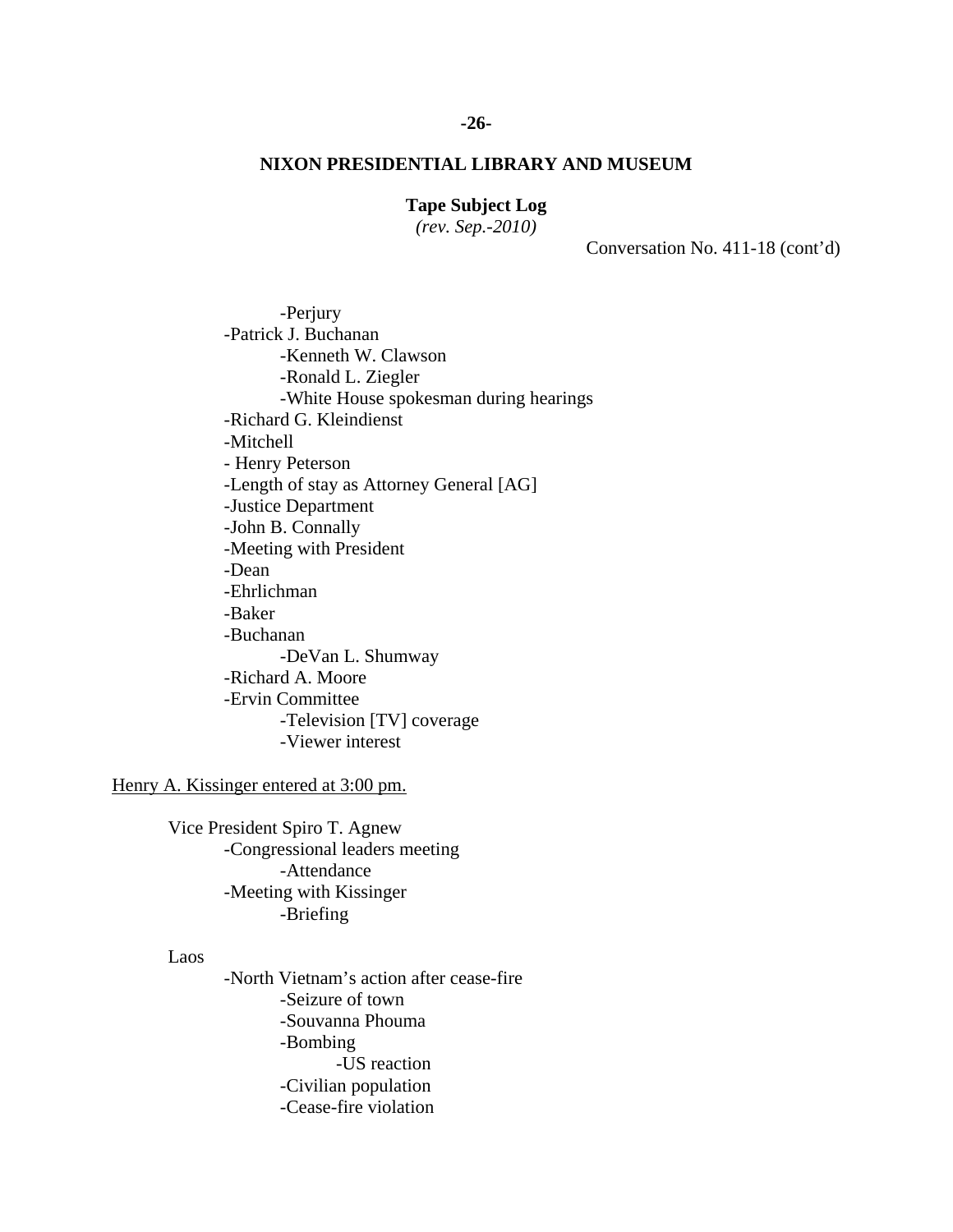# NIXON PRESIDENTIAL LIBRARY AND MUSEUM

**Tape Subject Log**
*(rev. Sep.-2010)*

Conversation No. 411-18 (cont'd)

- -Perjury
- -Patrick J. Buchanan
  - -Kenneth W. Clawson
  - -Ronald L. Ziegler
  - -White House spokesman during hearings
- -Richard G. Kleindienst
- -Mitchell
- - Henry Peterson
- -Length of stay as Attorney General [AG]
- -Justice Department
- -John B. Connally
- -Meeting with President
- -Dean
- -Ehrlichman
- -Baker
- -Buchanan
  - -DeVan L. Shumway
- -Richard A. Moore
- -Ervin Committee
  - -Television [TV] coverage
  - -Viewer interest

Henry A. Kissinger entered at 3:00 pm.

Vice President Spiro T. Agnew
- -Congressional leaders meeting
  - -Attendance
- -Meeting with Kissinger
  - -Briefing

Laos
- -North Vietnam's action after cease-fire
  - -Seizure of town
  - -Souvanna Phouma
  - -Bombing
    - -US reaction
  - -Civilian population
  - -Cease-fire violation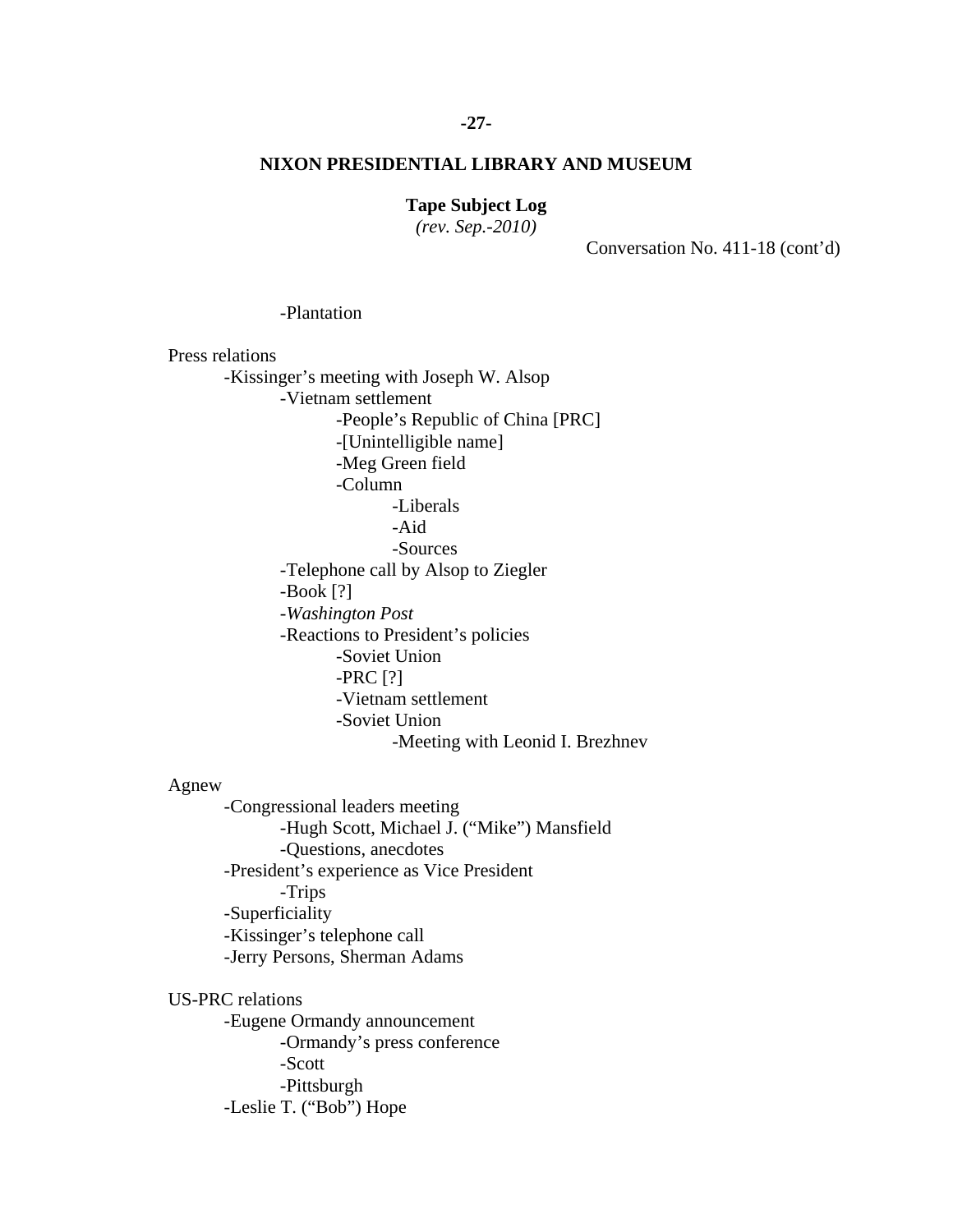Conversation No. 411-18 (cont'd)

                    -Plantation

Press relations
- Kissinger's meeting with Joseph W. Alsop
    - Vietnam settlement
        - People's Republic of China [PRC]
        - [Unintelligible name]
        - Meg Green field
        - Column
            - Liberals
            - Aid
            - Sources
    - Telephone call by Alsop to Ziegler
    - Book [?]
    - *Washington Post*
    - Reactions to President's policies
        - Soviet Union
        - PRC [?]
        - Vietnam settlement
        - Soviet Union
            - Meeting with Leonid I. Brezhnev

Agnew
- Congressional leaders meeting
    - Hugh Scott, Michael J. ("Mike") Mansfield
    - Questions, anecdotes
- President's experience as Vice President
    - Trips
- Superficiality
- Kissinger's telephone call
- Jerry Persons, Sherman Adams

US-PRC relations
- Eugene Ormandy announcement
    - Ormandy's press conference
    - Scott
    - Pittsburgh
- Leslie T. ("Bob") Hope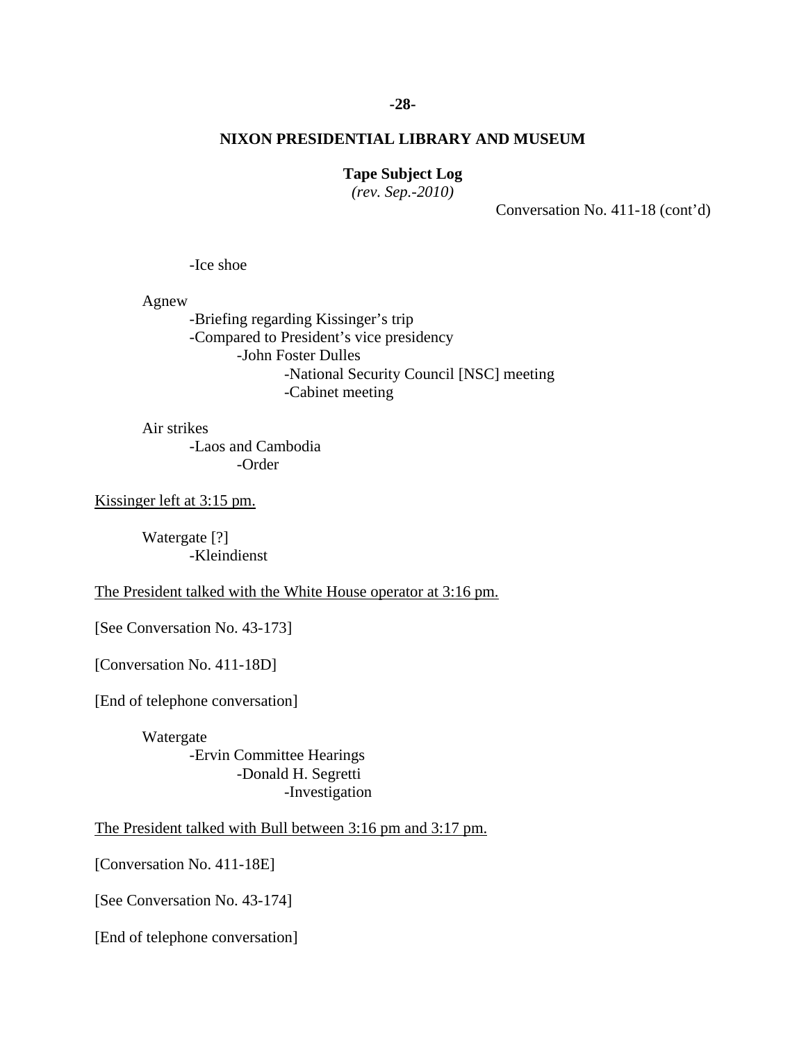Conversation No. 411-18 (cont'd)

        -Ice shoe

    Agnew
        -Briefing regarding Kissinger's trip
        -Compared to President's vice presidency
            -John Foster Dulles
                -National Security Council [NSC] meeting
                -Cabinet meeting

    Air strikes
        -Laos and Cambodia
            -Order

<u>Kissinger left at 3:15 pm.</u>

    Watergate [?]
        -Kleindienst

<u>The President talked with the White House operator at 3:16 pm.</u>

[See Conversation No. 43-173]

[Conversation No. 411-18D]

[End of telephone conversation]

    Watergate
        -Ervin Committee Hearings
            -Donald H. Segretti
                -Investigation

<u>The President talked with Bull between 3:16 pm and 3:17 pm.</u>

[Conversation No. 411-18E]

[See Conversation No. 43-174]

[End of telephone conversation]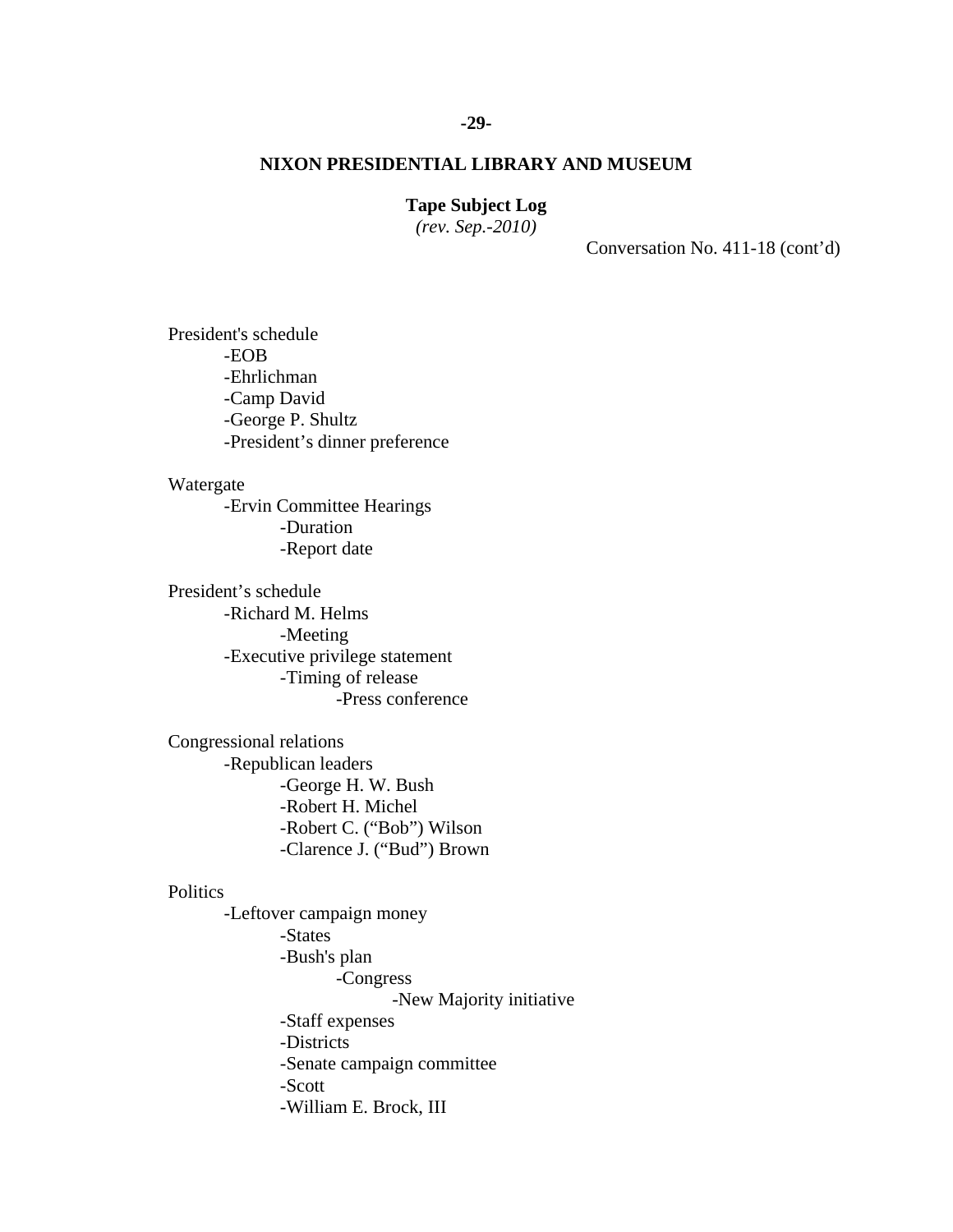**NIXON PRESIDENTIAL LIBRARY AND MUSEUM**

**Tape Subject Log**
*(rev. Sep.-2010)*

Conversation No. 411-18 (cont'd)

President's schedule
- EOB
- Ehrlichman
- Camp David
- George P. Shultz
- President's dinner preference

Watergate
- Ervin Committee Hearings
    - Duration
    - Report date

President's schedule
- Richard M. Helms
    - Meeting
- Executive privilege statement
    - Timing of release
        - Press conference

Congressional relations
- Republican leaders
    - George H. W. Bush
    - Robert H. Michel
    - Robert C. ("Bob") Wilson
    - Clarence J. ("Bud") Brown

Politics
- Leftover campaign money
    - States
    - Bush's plan
        - Congress
            - New Majority initiative
    - Staff expenses
    - Districts
    - Senate campaign committee
    - Scott
    - William E. Brock, III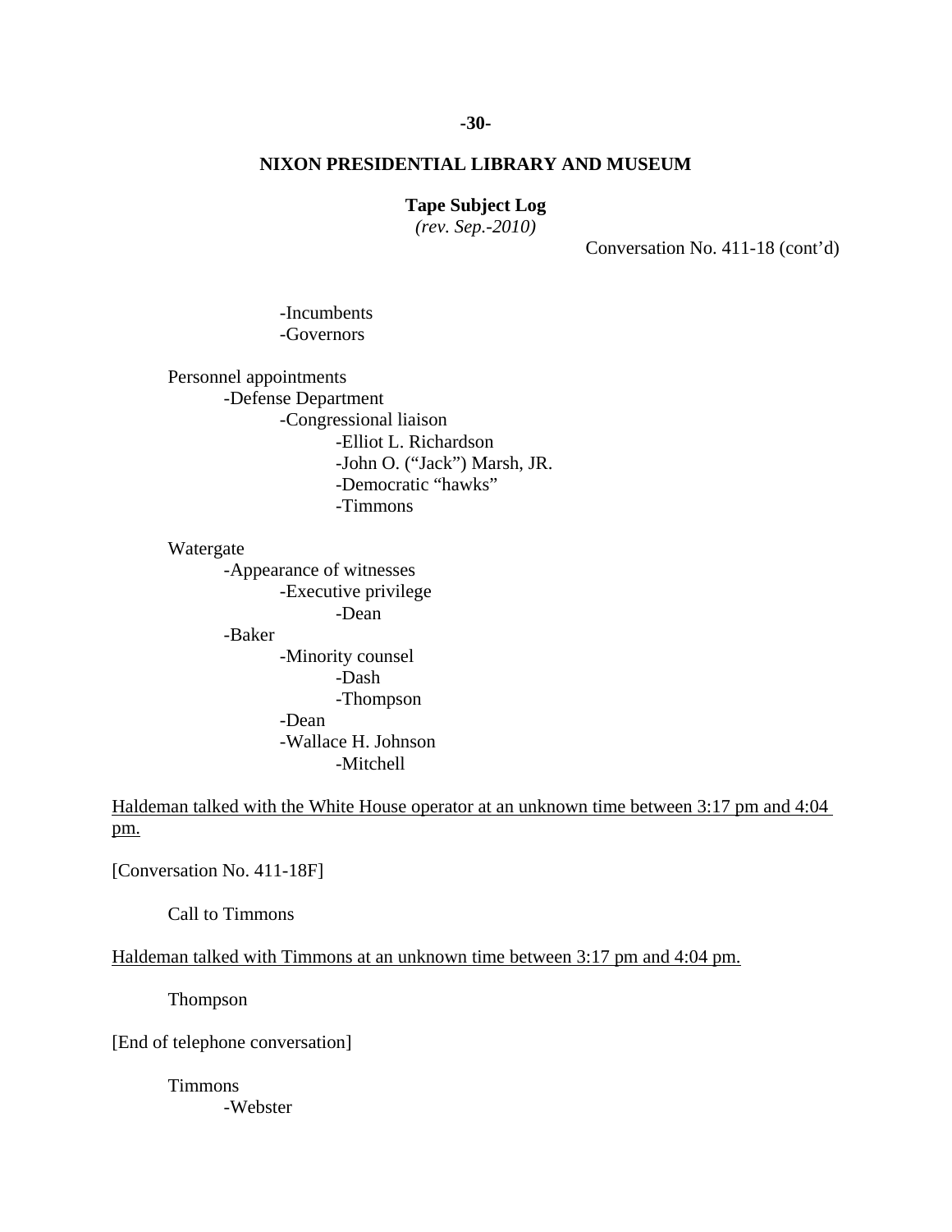**NIXON PRESIDENTIAL LIBRARY AND MUSEUM**

**Tape Subject Log**
*(rev. Sep.-2010)*

Conversation No. 411-18 (cont'd)

- -Incumbents
- -Governors

Personnel appointments
- -Defense Department
  - -Congressional liaison
    - -Elliot L. Richardson
    - -John O. ("Jack") Marsh, JR.
    - -Democratic "hawks"
    - -Timmons

Watergate
- -Appearance of witnesses
  - -Executive privilege
    - -Dean
- -Baker
  - -Minority counsel
    - -Dash
    - -Thompson
  - -Dean
  - -Wallace H. Johnson
    - -Mitchell

<u>Haldeman talked with the White House operator at an unknown time between 3:17 pm and 4:04 pm.</u>

[Conversation No. 411-18F]

Call to Timmons

<u>Haldeman talked with Timmons at an unknown time between 3:17 pm and 4:04 pm.</u>

Thompson

[End of telephone conversation]

Timmons
- -Webster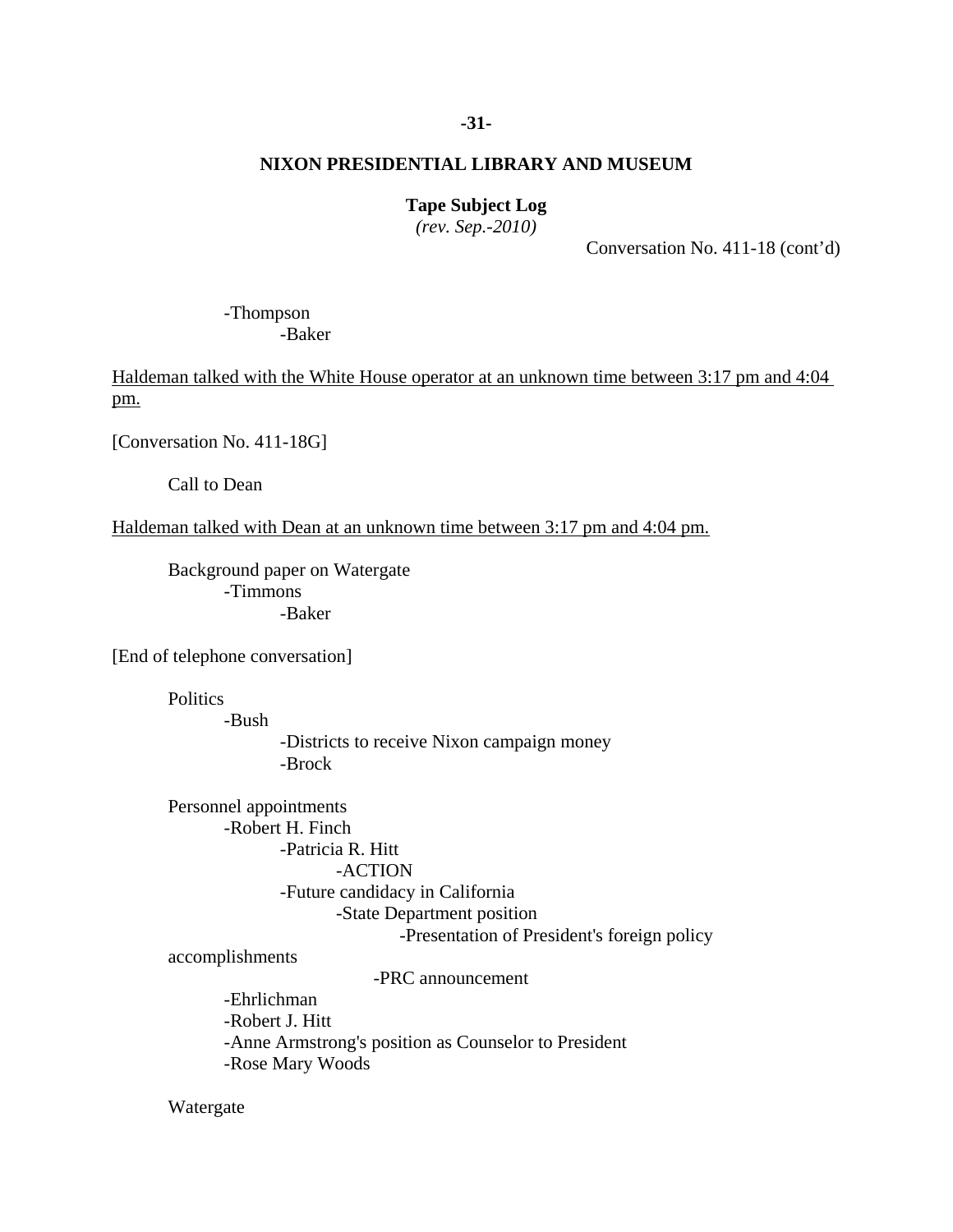**NIXON PRESIDENTIAL LIBRARY AND MUSEUM**

**Tape Subject Log**
*(rev. Sep.-2010)*

Conversation No. 411-18 (cont'd)

- Thompson
  - Baker

Haldeman talked with the White House operator at an unknown time between 3:17 pm and 4:04 pm.

[Conversation No. 411-18G]

Call to Dean

Haldeman talked with Dean at an unknown time between 3:17 pm and 4:04 pm.

Background paper on Watergate
- Timmons
  - Baker

[End of telephone conversation]

Politics
- Bush
  - Districts to receive Nixon campaign money
  - Brock

Personnel appointments
- Robert H. Finch
  - Patricia R. Hitt
    - ACTION
  - Future candidacy in California
    - State Department position
      - Presentation of President's foreign policy accomplishments
      - PRC announcement
- Ehrlichman
- Robert J. Hitt
- Anne Armstrong's position as Counselor to President
- Rose Mary Woods

Watergate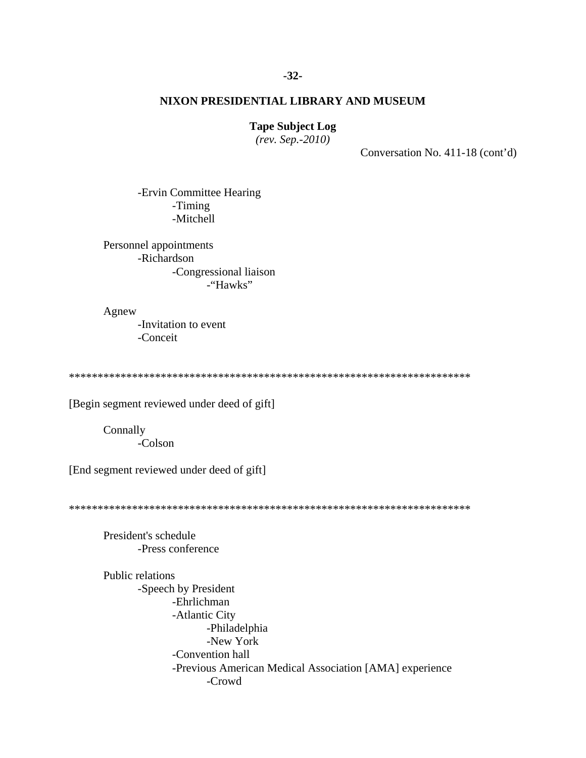**NIXON PRESIDENTIAL LIBRARY AND MUSEUM**

**Tape Subject Log**
*(rev. Sep.-2010)*

Conversation No. 411-18 (cont'd)

- -Ervin Committee Hearing
  - -Timing
  - -Mitchell

Personnel appointments
- -Richardson
  - -Congressional liaison
    - -"Hawks"

Agnew
- -Invitation to event
- -Conceit

**********************************************************************

[Begin segment reviewed under deed of gift]

Connally
- -Colson

[End segment reviewed under deed of gift]

**********************************************************************

President's schedule
- -Press conference

Public relations
- -Speech by President
  - -Ehrlichman
  - -Atlantic City
    - -Philadelphia
    - -New York
  - -Convention hall
  - -Previous American Medical Association [AMA] experience
    - -Crowd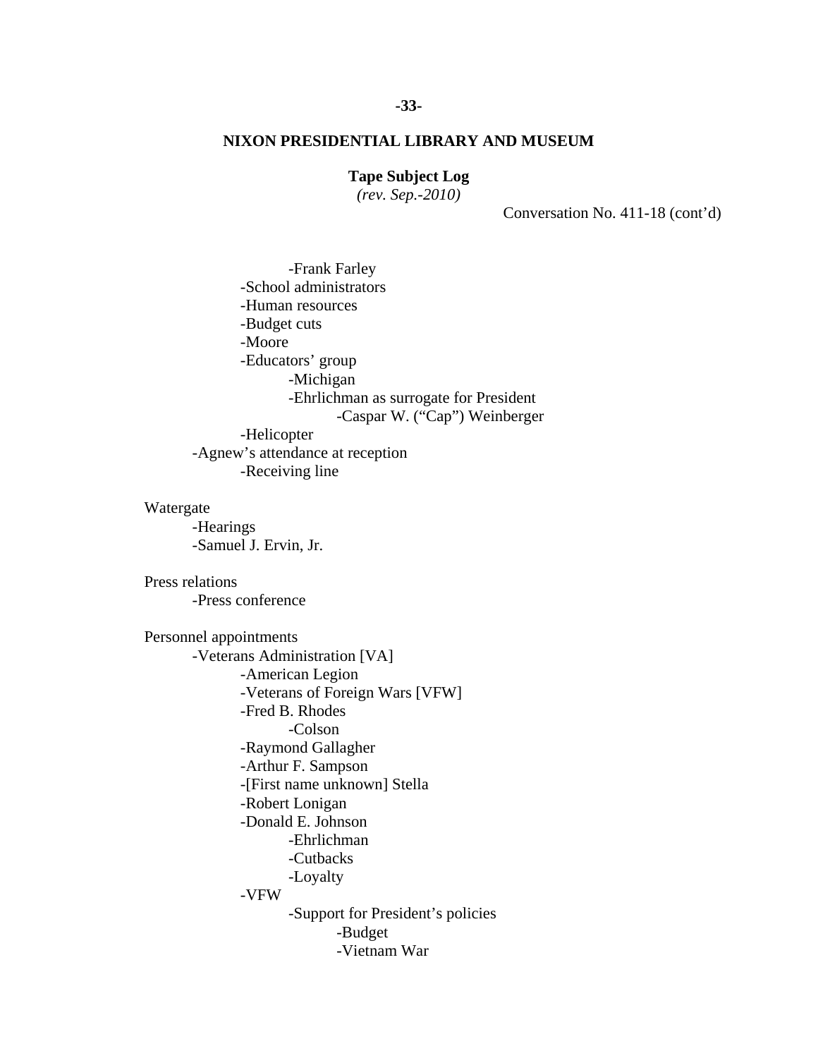**NIXON PRESIDENTIAL LIBRARY AND MUSEUM**

**Tape Subject Log**
*(rev. Sep.-2010)*

Conversation No. 411-18 (cont'd)

        - Frank Farley
    - School administrators
    - Human resources
    - Budget cuts
    - Moore
    - Educators' group
        - Michigan
        - Ehrlichman as surrogate for President
            - Caspar W. ("Cap") Weinberger
    - Helicopter
- Agnew's attendance at reception
    - Receiving line

Watergate
- Hearings
- Samuel J. Ervin, Jr.

Press relations
- Press conference

Personnel appointments
- Veterans Administration [VA]
    - American Legion
    - Veterans of Foreign Wars [VFW]
    - Fred B. Rhodes
        - Colson
    - Raymond Gallagher
    - Arthur F. Sampson
    - [First name unknown] Stella
    - Robert Lonigan
    - Donald E. Johnson
        - Ehrlichman
        - Cutbacks
        - Loyalty
    - VFW
        - Support for President's policies
            - Budget
            - Vietnam War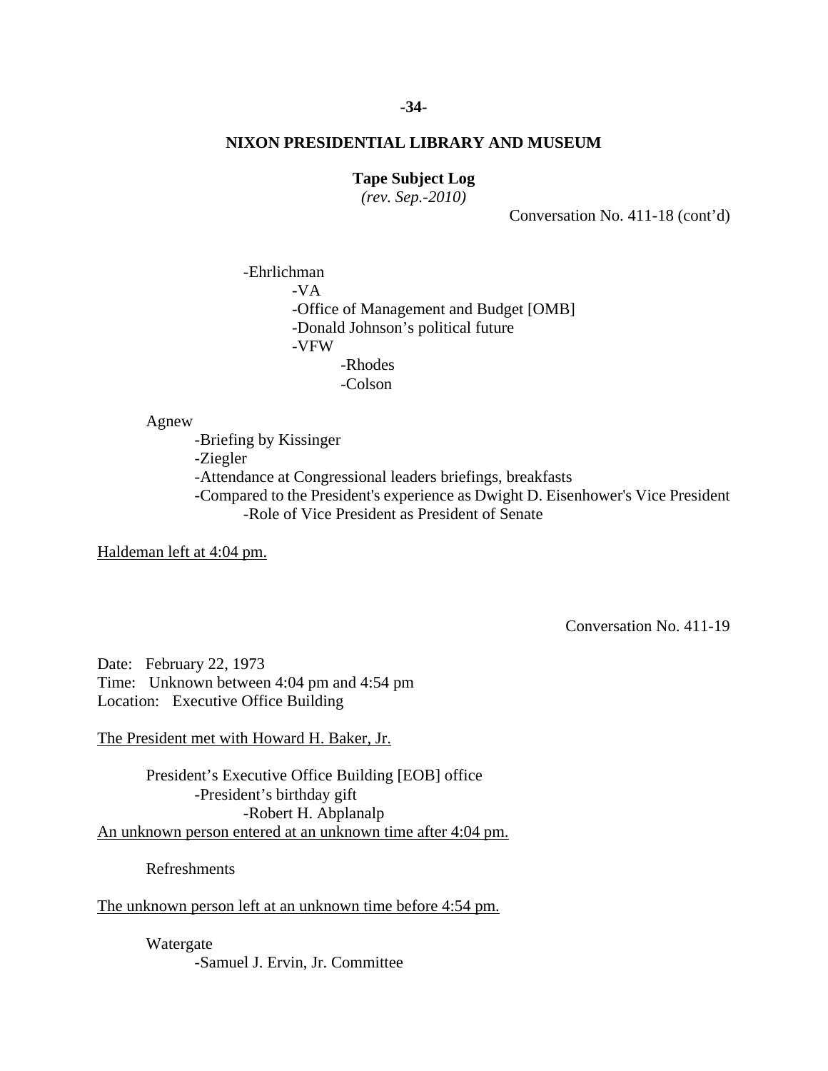## NIXON PRESIDENTIAL LIBRARY AND MUSEUM

**Tape Subject Log**
*(rev. Sep.-2010)*

Conversation No. 411-18 (cont'd)

- -Ehrlichman
  - -VA
  - -Office of Management and Budget [OMB]
  - -Donald Johnson's political future
  - -VFW
    - -Rhodes
    - -Colson

Agnew
- -Briefing by Kissinger
- -Ziegler
- -Attendance at Congressional leaders briefings, breakfasts
- -Compared to the President's experience as Dwight D. Eisenhower's Vice President
  - -Role of Vice President as President of Senate

<u>Haldeman left at 4:04 pm.</u>

Conversation No. 411-19

Date: February 22, 1973
Time: Unknown between 4:04 pm and 4:54 pm
Location: Executive Office Building

<u>The President met with Howard H. Baker, Jr.</u>

President's Executive Office Building [EOB] office
- -President's birthday gift
  - -Robert H. Abplanalp

<u>An unknown person entered at an unknown time after 4:04 pm.</u>

Refreshments

<u>The unknown person left at an unknown time before 4:54 pm.</u>

Watergate
- -Samuel J. Ervin, Jr. Committee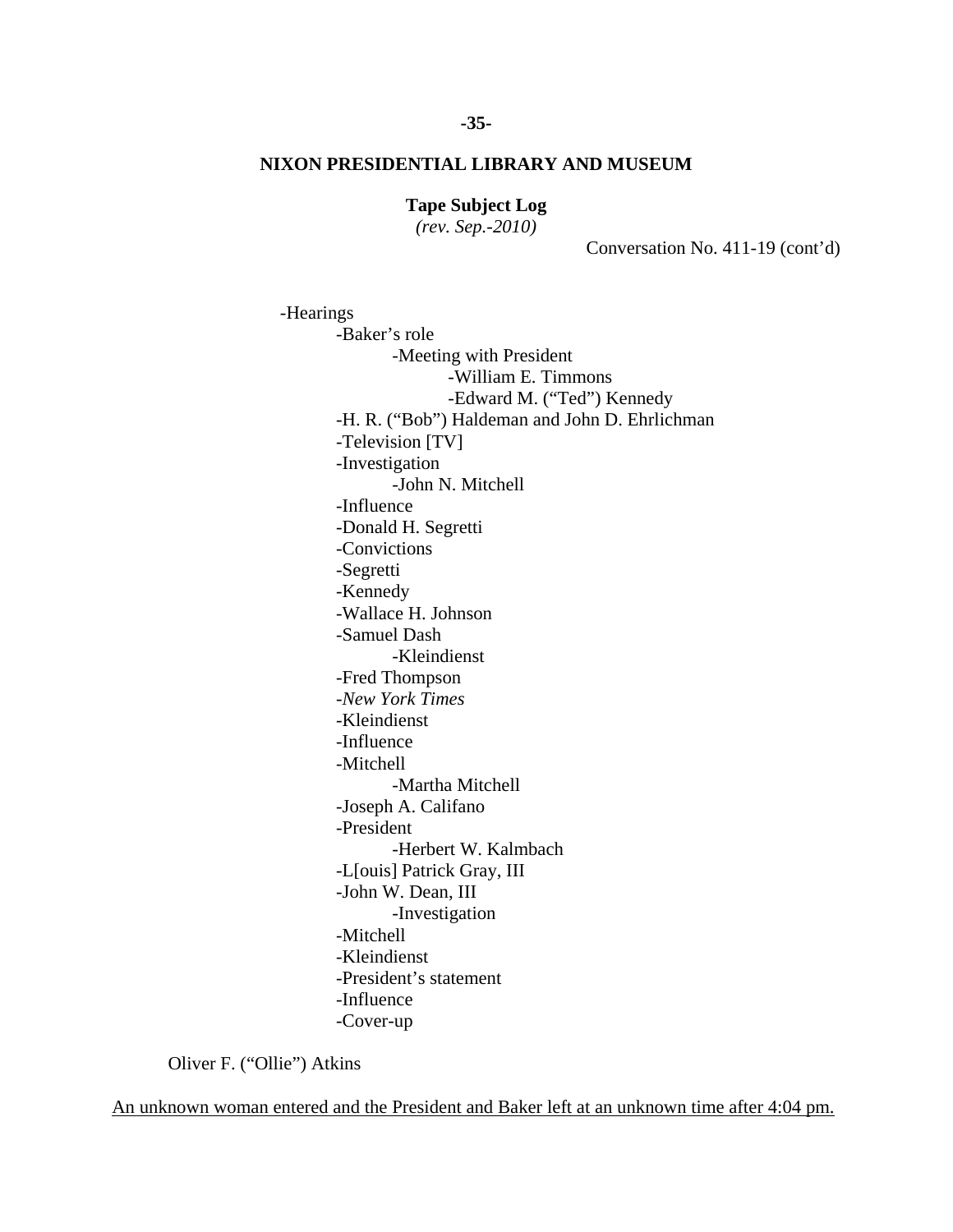**NIXON PRESIDENTIAL LIBRARY AND MUSEUM**

**Tape Subject Log**
*(rev. Sep.-2010)*

Conversation No. 411-19 (cont'd)

- -Hearings
  - -Baker's role
    - -Meeting with President
      - -William E. Timmons
      - -Edward M. ("Ted") Kennedy
  - -H. R. ("Bob") Haldeman and John D. Ehrlichman
  - -Television [TV]
  - -Investigation
    - -John N. Mitchell
  - -Influence
  - -Donald H. Segretti
  - -Convictions
  - -Segretti
  - -Kennedy
  - -Wallace H. Johnson
  - -Samuel Dash
    - -Kleindienst
  - -Fred Thompson
  - -*New York Times*
  - -Kleindienst
  - -Influence
  - -Mitchell
    - -Martha Mitchell
  - -Joseph A. Califano
  - -President
    - -Herbert W. Kalmbach
  - -L[ouis] Patrick Gray, III
  - -John W. Dean, III
    - -Investigation
  - -Mitchell
  - -Kleindienst
  - -President's statement
  - -Influence
  - -Cover-up

Oliver F. ("Ollie") Atkins

<u>An unknown woman entered and the President and Baker left at an unknown time after 4:04 pm.</u>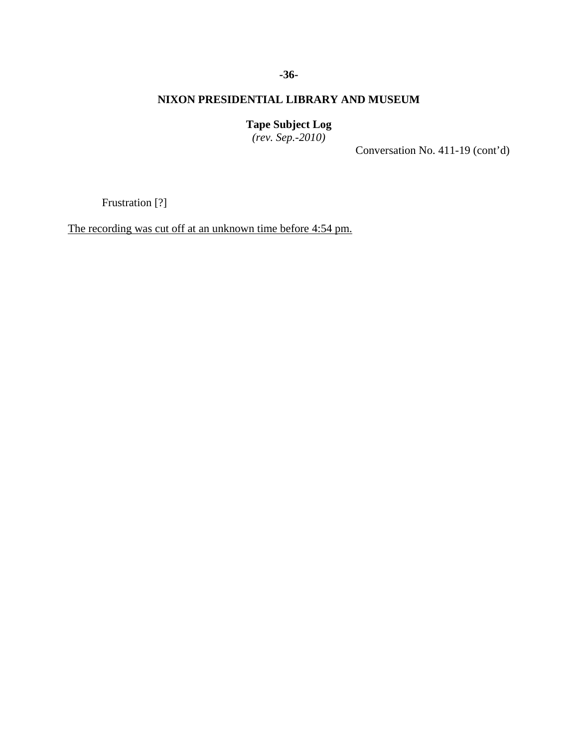## NIXON PRESIDENTIAL LIBRARY AND MUSEUM

**Tape Subject Log**
*(rev. Sep.-2010)*

Conversation No. 411-19 (cont'd)

Frustration [?]

<u>The recording was cut off at an unknown time before 4:54 pm.</u>